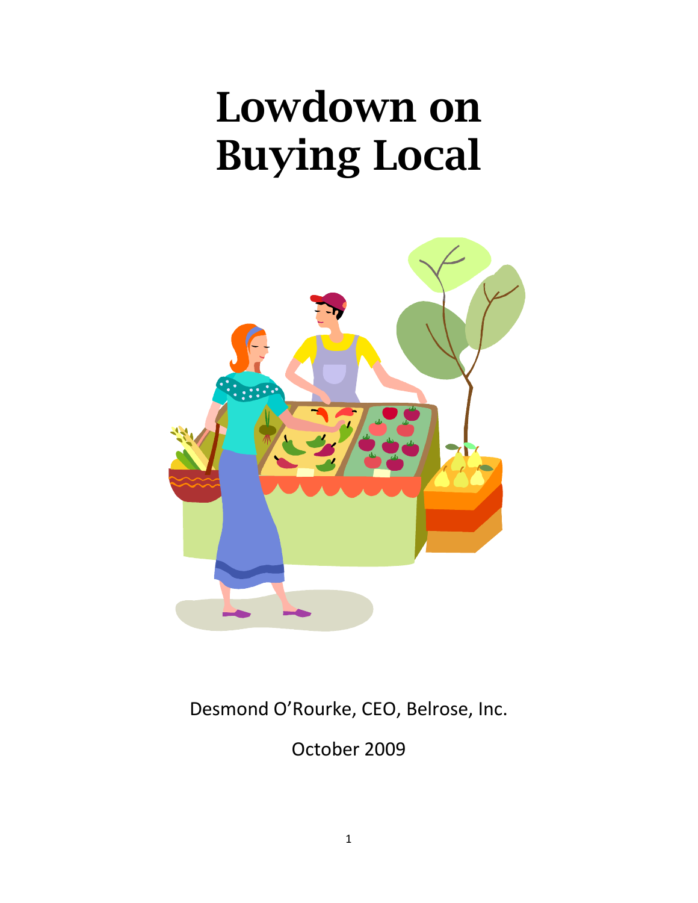# Lowdown on Buying Local

Desmond O'Rourke, CEO, Belrose, Inc.

October 2009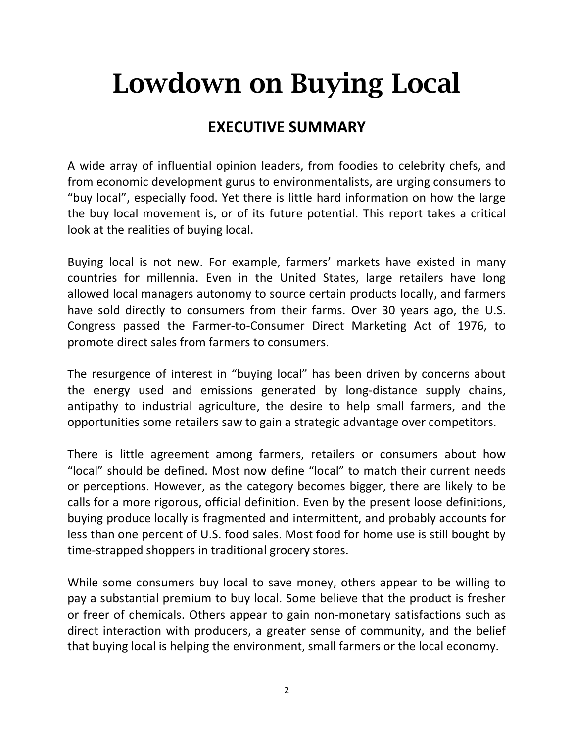# Lowdown on Buying Local

## EXECUTIVE SUMMARY

A wide array of influential opinion leaders, from foodies to celebrity chefs, and from economic development gurus to environmentalists, are urging consumers to "buy local", especially food. Yet there is little hard information on how the large the buy local movement is, or of its future potential. This report takes a critical look at the realities of buying local.

Buying local is not new. For example, farmers' markets have existed in many countries for millennia. Even in the United States, large retailers have long allowed local managers autonomy to source certain products locally, and farmers have sold directly to consumers from their farms. Over 30 years ago, the U.S. Congress passed the Farmer-to-Consumer Direct Marketing Act of 1976, to promote direct sales from farmers to consumers.

The resurgence of interest in "buying local" has been driven by concerns about the energy used and emissions generated by long-distance supply chains, antipathy to industrial agriculture, the desire to help small farmers, and the opportunities some retailers saw to gain a strategic advantage over competitors.

There is little agreement among farmers, retailers or consumers about how "local" should be defined. Most now define "local" to match their current needs or perceptions. However, as the category becomes bigger, there are likely to be calls for a more rigorous, official definition. Even by the present loose definitions, buying produce locally is fragmented and intermittent, and probably accounts for less than one percent of U.S. food sales. Most food for home use is still bought by time-strapped shoppers in traditional grocery stores.

While some consumers buy local to save money, others appear to be willing to pay a substantial premium to buy local. Some believe that the product is fresher or freer of chemicals. Others appear to gain non-monetary satisfactions such as direct interaction with producers, a greater sense of community, and the belief that buying local is helping the environment, small farmers or the local economy.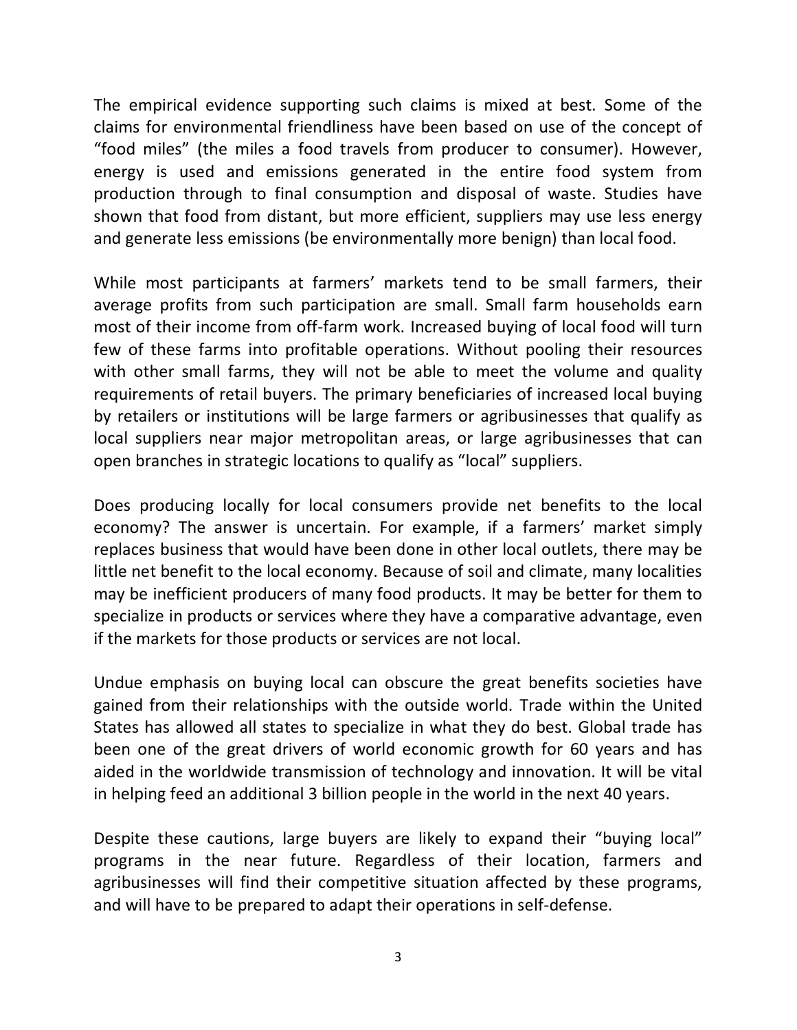The empirical evidence supporting such claims is mixed at best. Some of the claims for environmental friendliness have been based on use of the concept of "food miles" (the miles a food travels from producer to consumer). However, energy is used and emissions generated in the entire food system from production through to final consumption and disposal of waste. Studies have shown that food from distant, but more efficient, suppliers may use less energy and generate less emissions (be environmentally more benign) than local food.

While most participants at farmers' markets tend to be small farmers, their average profits from such participation are small. Small farm households earn most of their income from off-farm work. Increased buying of local food will turn few of these farms into profitable operations. Without pooling their resources with other small farms, they will not be able to meet the volume and quality requirements of retail buyers. The primary beneficiaries of increased local buying by retailers or institutions will be large farmers or agribusinesses that qualify as local suppliers near major metropolitan areas, or large agribusinesses that can open branches in strategic locations to qualify as "local" suppliers.

Does producing locally for local consumers provide net benefits to the local economy? The answer is uncertain. For example, if a farmers' market simply replaces business that would have been done in other local outlets, there may be little net benefit to the local economy. Because of soil and climate, many localities may be inefficient producers of many food products. It may be better for them to specialize in products or services where they have a comparative advantage, even if the markets for those products or services are not local.

Undue emphasis on buying local can obscure the great benefits societies have gained from their relationships with the outside world. Trade within the United States has allowed all states to specialize in what they do best. Global trade has been one of the great drivers of world economic growth for 60 years and has aided in the worldwide transmission of technology and innovation. It will be vital in helping feed an additional 3 billion people in the world in the next 40 years.

Despite these cautions, large buyers are likely to expand their "buying local" programs in the near future. Regardless of their location, farmers and agribusinesses will find their competitive situation affected by these programs, and will have to be prepared to adapt their operations in self-defense.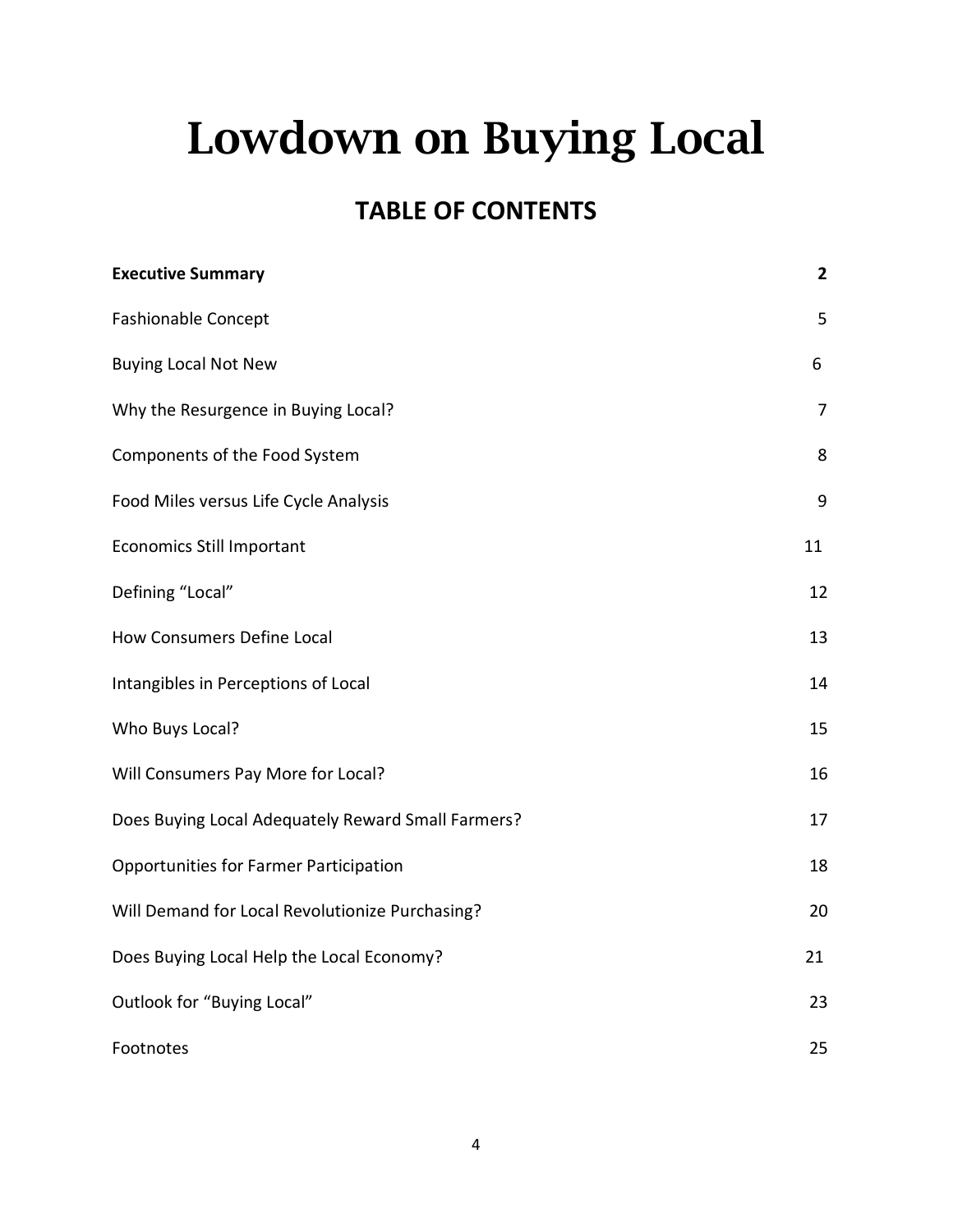# Lowdown on Buying Local

## TABLE OF CONTENTS

| | |
|---|---|
| **Executive Summary** | **2** |
| Fashionable Concept | 5 |
| Buying Local Not New | 6 |
| Why the Resurgence in Buying Local? | 7 |
| Components of the Food System | 8 |
| Food Miles versus Life Cycle Analysis | 9 |
| Economics Still Important | 11 |
| Defining "Local" | 12 |
| How Consumers Define Local | 13 |
| Intangibles in Perceptions of Local | 14 |
| Who Buys Local? | 15 |
| Will Consumers Pay More for Local? | 16 |
| Does Buying Local Adequately Reward Small Farmers? | 17 |
| Opportunities for Farmer Participation | 18 |
| Will Demand for Local Revolutionize Purchasing? | 20 |
| Does Buying Local Help the Local Economy? | 21 |
| Outlook for "Buying Local" | 23 |
| Footnotes | 25 |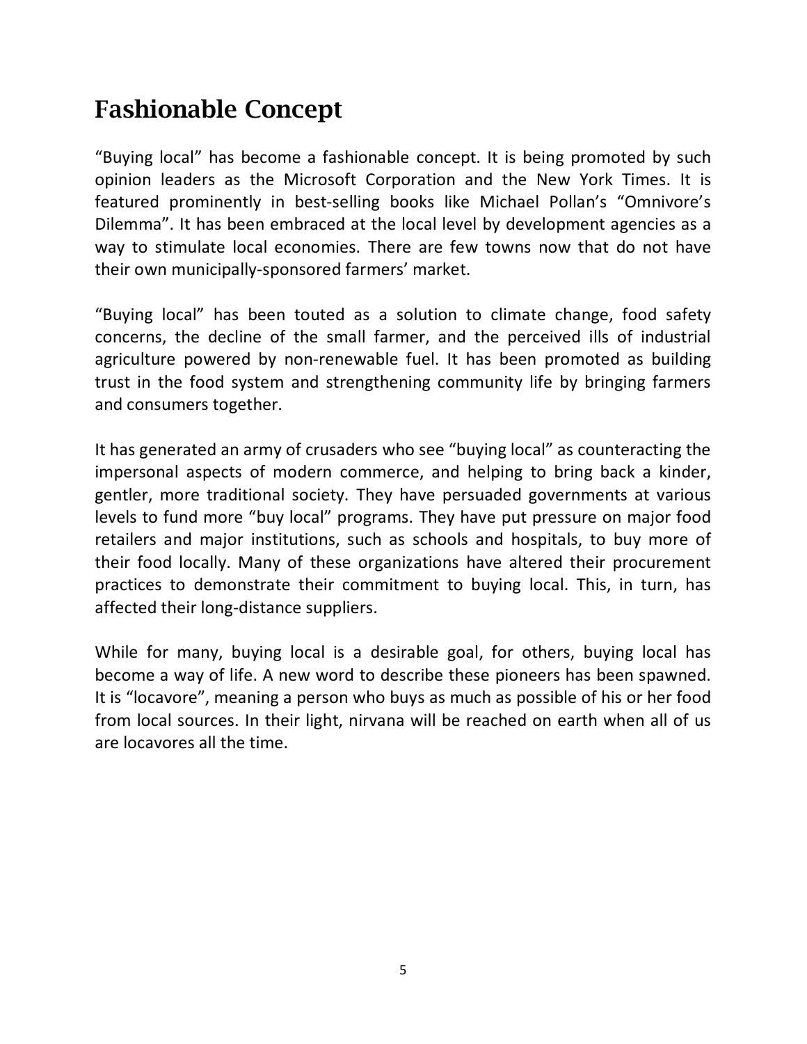# Fashionable Concept

"Buying local" has become a fashionable concept. It is being promoted by such opinion leaders as the Microsoft Corporation and the New York Times. It is featured prominently in best-selling books like Michael Pollan's "Omnivore's Dilemma". It has been embraced at the local level by development agencies as a way to stimulate local economies. There are few towns now that do not have their own municipally-sponsored farmers' market.

"Buying local" has been touted as a solution to climate change, food safety concerns, the decline of the small farmer, and the perceived ills of industrial agriculture powered by non-renewable fuel. It has been promoted as building trust in the food system and strengthening community life by bringing farmers and consumers together.

It has generated an army of crusaders who see "buying local" as counteracting the impersonal aspects of modern commerce, and helping to bring back a kinder, gentler, more traditional society. They have persuaded governments at various levels to fund more "buy local" programs. They have put pressure on major food retailers and major institutions, such as schools and hospitals, to buy more of their food locally. Many of these organizations have altered their procurement practices to demonstrate their commitment to buying local. This, in turn, has affected their long-distance suppliers.

While for many, buying local is a desirable goal, for others, buying local has become a way of life. A new word to describe these pioneers has been spawned. It is "locavore", meaning a person who buys as much as possible of his or her food from local sources. In their light, nirvana will be reached on earth when all of us are locavores all the time.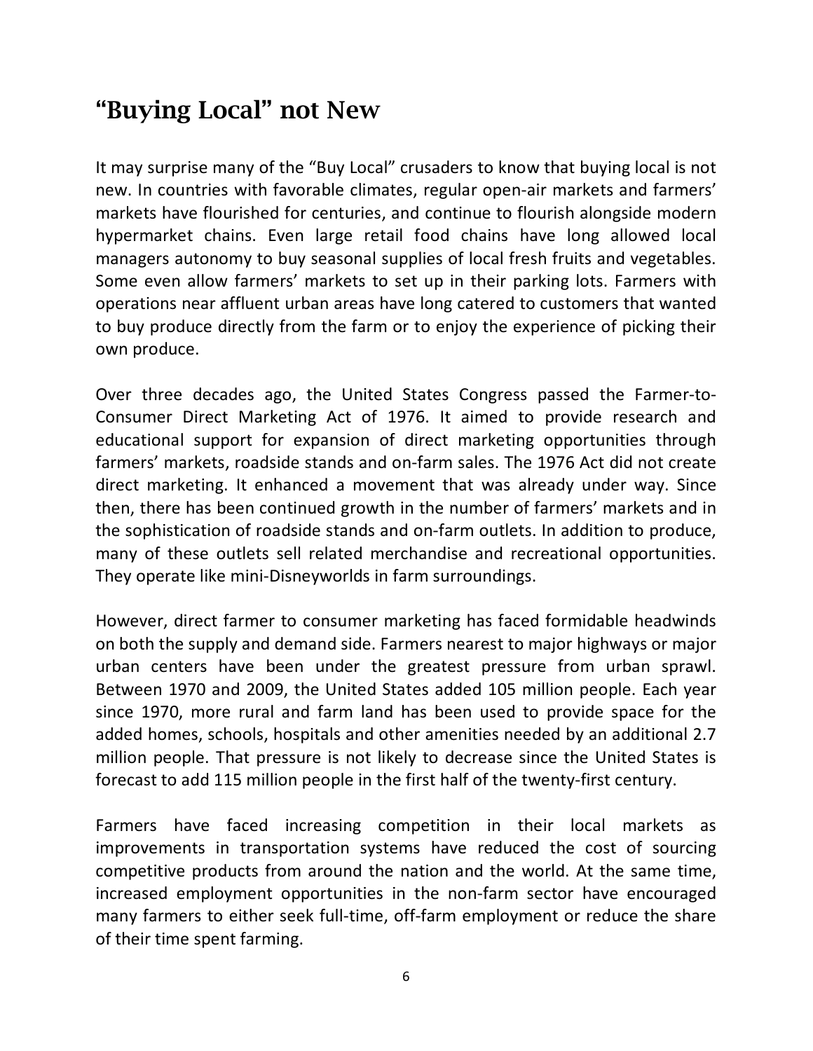## “Buying Local” not New

It may surprise many of the “Buy Local” crusaders to know that buying local is not new. In countries with favorable climates, regular open-air markets and farmers’ markets have flourished for centuries, and continue to flourish alongside modern hypermarket chains. Even large retail food chains have long allowed local managers autonomy to buy seasonal supplies of local fresh fruits and vegetables. Some even allow farmers’ markets to set up in their parking lots. Farmers with operations near affluent urban areas have long catered to customers that wanted to buy produce directly from the farm or to enjoy the experience of picking their own produce.

Over three decades ago, the United States Congress passed the Farmer-to-Consumer Direct Marketing Act of 1976. It aimed to provide research and educational support for expansion of direct marketing opportunities through farmers’ markets, roadside stands and on-farm sales. The 1976 Act did not create direct marketing. It enhanced a movement that was already under way. Since then, there has been continued growth in the number of farmers’ markets and in the sophistication of roadside stands and on-farm outlets. In addition to produce, many of these outlets sell related merchandise and recreational opportunities. They operate like mini-Disneyworlds in farm surroundings.

However, direct farmer to consumer marketing has faced formidable headwinds on both the supply and demand side. Farmers nearest to major highways or major urban centers have been under the greatest pressure from urban sprawl. Between 1970 and 2009, the United States added 105 million people. Each year since 1970, more rural and farm land has been used to provide space for the added homes, schools, hospitals and other amenities needed by an additional 2.7 million people. That pressure is not likely to decrease since the United States is forecast to add 115 million people in the first half of the twenty-first century.

Farmers have faced increasing competition in their local markets as improvements in transportation systems have reduced the cost of sourcing competitive products from around the nation and the world. At the same time, increased employment opportunities in the non-farm sector have encouraged many farmers to either seek full-time, off-farm employment or reduce the share of their time spent farming.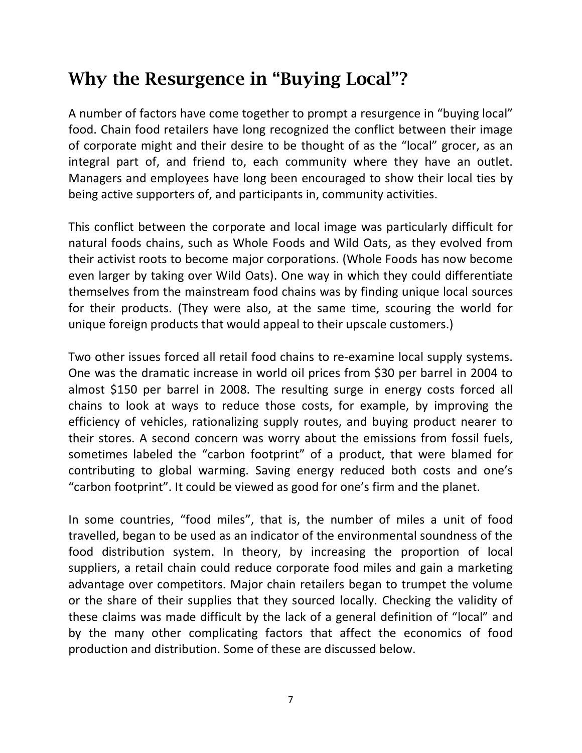## Why the Resurgence in "Buying Local"?

A number of factors have come together to prompt a resurgence in "buying local" food. Chain food retailers have long recognized the conflict between their image of corporate might and their desire to be thought of as the "local" grocer, as an integral part of, and friend to, each community where they have an outlet. Managers and employees have long been encouraged to show their local ties by being active supporters of, and participants in, community activities.

This conflict between the corporate and local image was particularly difficult for natural foods chains, such as Whole Foods and Wild Oats, as they evolved from their activist roots to become major corporations. (Whole Foods has now become even larger by taking over Wild Oats). One way in which they could differentiate themselves from the mainstream food chains was by finding unique local sources for their products. (They were also, at the same time, scouring the world for unique foreign products that would appeal to their upscale customers.)

Two other issues forced all retail food chains to re-examine local supply systems. One was the dramatic increase in world oil prices from $30 per barrel in 2004 to almost $150 per barrel in 2008. The resulting surge in energy costs forced all chains to look at ways to reduce those costs, for example, by improving the efficiency of vehicles, rationalizing supply routes, and buying product nearer to their stores. A second concern was worry about the emissions from fossil fuels, sometimes labeled the "carbon footprint" of a product, that were blamed for contributing to global warming. Saving energy reduced both costs and one's "carbon footprint". It could be viewed as good for one's firm and the planet.

In some countries, "food miles", that is, the number of miles a unit of food travelled, began to be used as an indicator of the environmental soundness of the food distribution system. In theory, by increasing the proportion of local suppliers, a retail chain could reduce corporate food miles and gain a marketing advantage over competitors. Major chain retailers began to trumpet the volume or the share of their supplies that they sourced locally. Checking the validity of these claims was made difficult by the lack of a general definition of "local" and by the many other complicating factors that affect the economics of food production and distribution. Some of these are discussed below.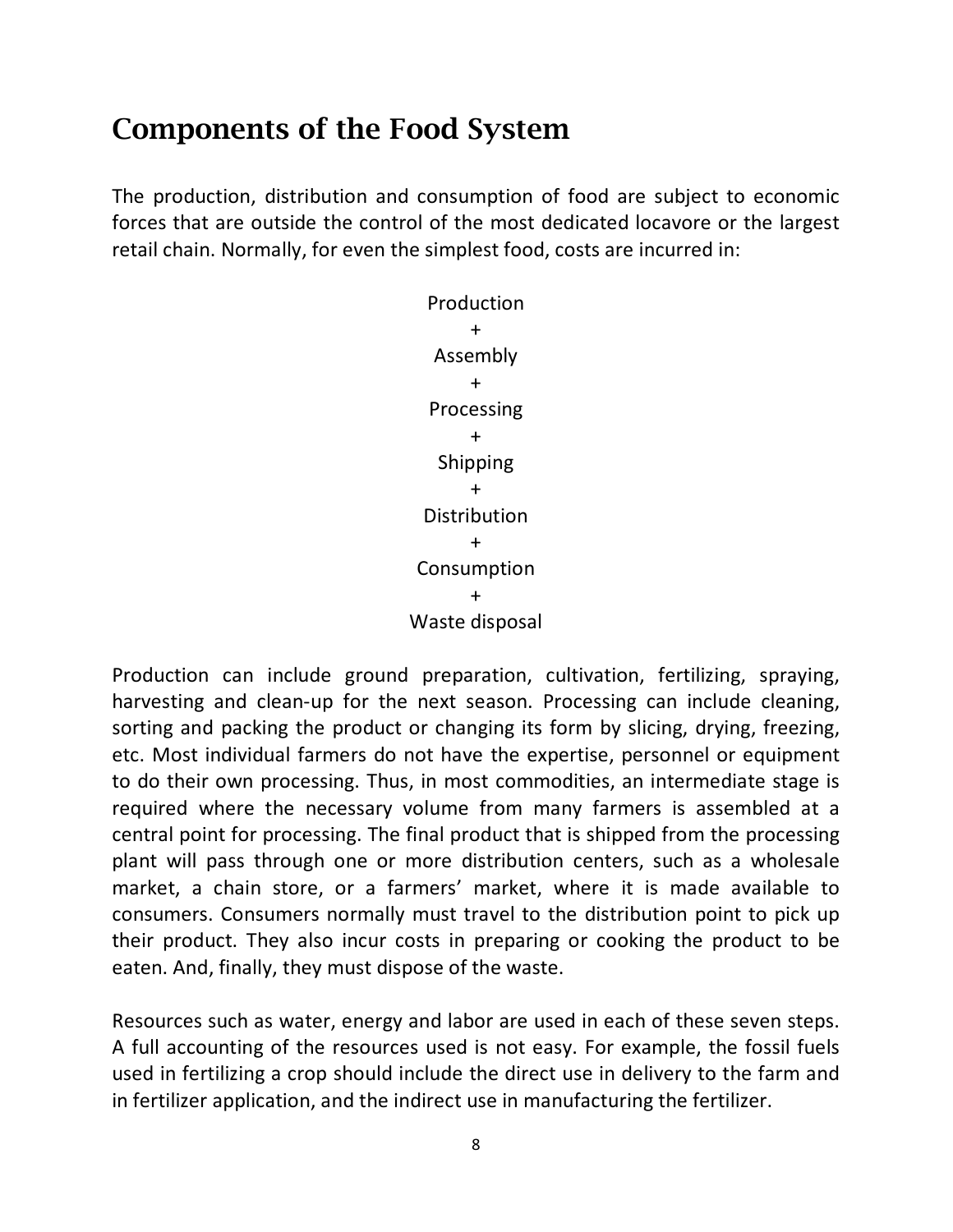## Components of the Food System

The production, distribution and consumption of food are subject to economic forces that are outside the control of the most dedicated locavore or the largest retail chain. Normally, for even the simplest food, costs are incurred in:

Production  
+  
Assembly  
+  
Processing  
+  
Shipping  
+  
Distribution  
+  
Consumption  
+  
Waste disposal

Production can include ground preparation, cultivation, fertilizing, spraying, harvesting and clean-up for the next season. Processing can include cleaning, sorting and packing the product or changing its form by slicing, drying, freezing, etc. Most individual farmers do not have the expertise, personnel or equipment to do their own processing. Thus, in most commodities, an intermediate stage is required where the necessary volume from many farmers is assembled at a central point for processing. The final product that is shipped from the processing plant will pass through one or more distribution centers, such as a wholesale market, a chain store, or a farmers' market, where it is made available to consumers. Consumers normally must travel to the distribution point to pick up their product. They also incur costs in preparing or cooking the product to be eaten. And, finally, they must dispose of the waste.

Resources such as water, energy and labor are used in each of these seven steps. A full accounting of the resources used is not easy. For example, the fossil fuels used in fertilizing a crop should include the direct use in delivery to the farm and in fertilizer application, and the indirect use in manufacturing the fertilizer.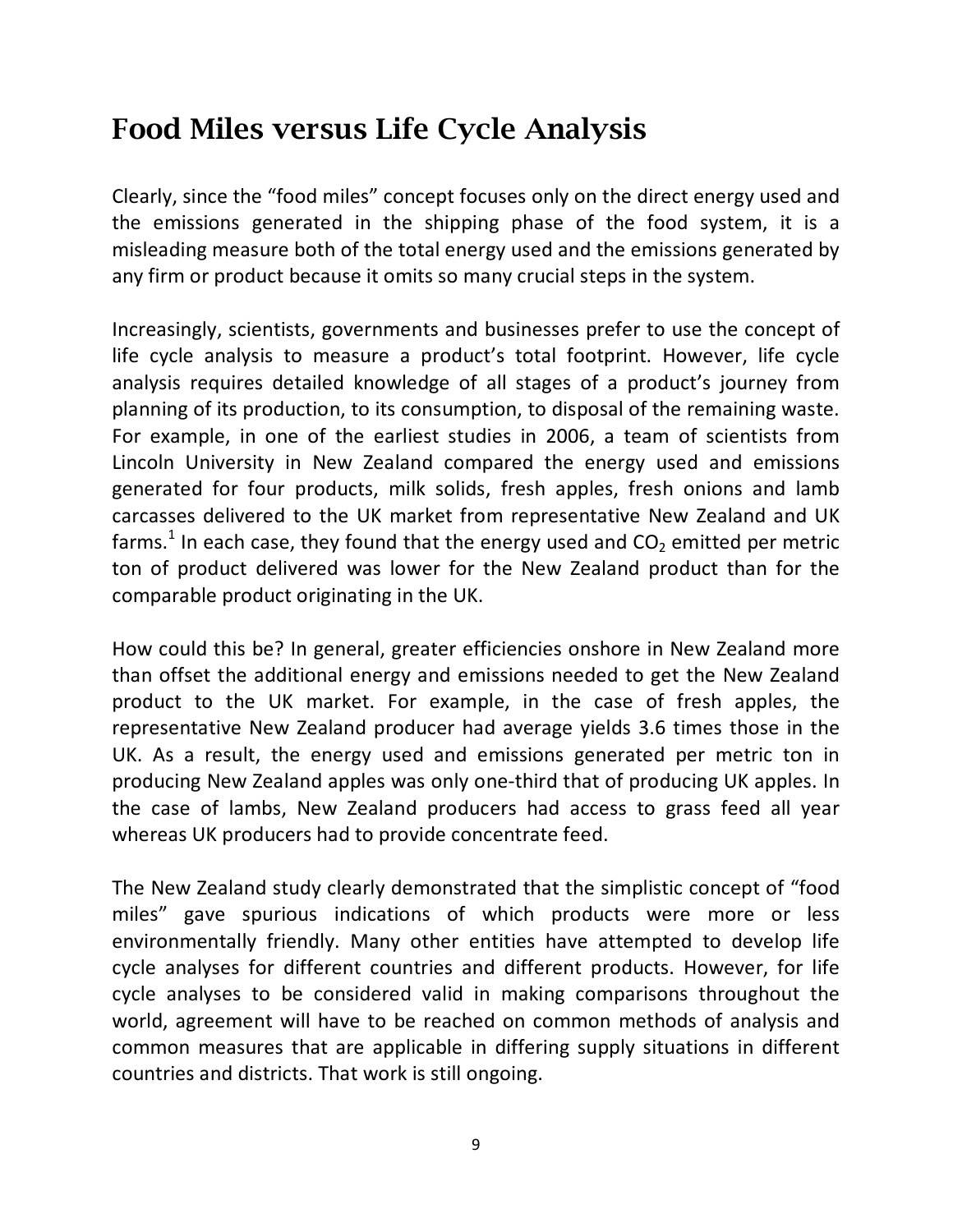## Food Miles versus Life Cycle Analysis

Clearly, since the “food miles” concept focuses only on the direct energy used and the emissions generated in the shipping phase of the food system, it is a misleading measure both of the total energy used and the emissions generated by any firm or product because it omits so many crucial steps in the system.

Increasingly, scientists, governments and businesses prefer to use the concept of life cycle analysis to measure a product’s total footprint. However, life cycle analysis requires detailed knowledge of all stages of a product’s journey from planning of its production, to its consumption, to disposal of the remaining waste. For example, in one of the earliest studies in 2006, a team of scientists from Lincoln University in New Zealand compared the energy used and emissions generated for four products, milk solids, fresh apples, fresh onions and lamb carcasses delivered to the UK market from representative New Zealand and UK farms.[1] In each case, they found that the energy used and $CO_2$ emitted per metric ton of product delivered was lower for the New Zealand product than for the comparable product originating in the UK.

How could this be? In general, greater efficiencies onshore in New Zealand more than offset the additional energy and emissions needed to get the New Zealand product to the UK market. For example, in the case of fresh apples, the representative New Zealand producer had average yields 3.6 times those in the UK. As a result, the energy used and emissions generated per metric ton in producing New Zealand apples was only one-third that of producing UK apples. In the case of lambs, New Zealand producers had access to grass feed all year whereas UK producers had to provide concentrate feed.

The New Zealand study clearly demonstrated that the simplistic concept of “food miles” gave spurious indications of which products were more or less environmentally friendly. Many other entities have attempted to develop life cycle analyses for different countries and different products. However, for life cycle analyses to be considered valid in making comparisons throughout the world, agreement will have to be reached on common methods of analysis and common measures that are applicable in differing supply situations in different countries and districts. That work is still ongoing.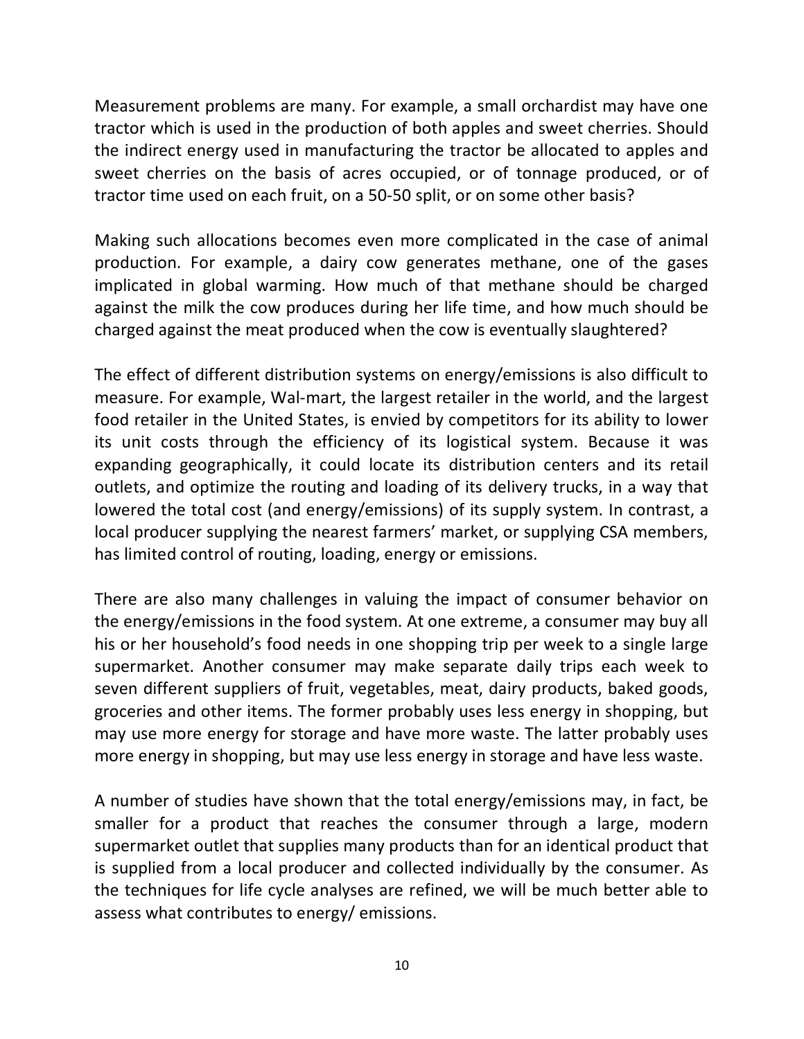Measurement problems are many. For example, a small orchardist may have one tractor which is used in the production of both apples and sweet cherries. Should the indirect energy used in manufacturing the tractor be allocated to apples and sweet cherries on the basis of acres occupied, or of tonnage produced, or of tractor time used on each fruit, on a 50-50 split, or on some other basis?

Making such allocations becomes even more complicated in the case of animal production. For example, a dairy cow generates methane, one of the gases implicated in global warming. How much of that methane should be charged against the milk the cow produces during her life time, and how much should be charged against the meat produced when the cow is eventually slaughtered?

The effect of different distribution systems on energy/emissions is also difficult to measure. For example, Wal-mart, the largest retailer in the world, and the largest food retailer in the United States, is envied by competitors for its ability to lower its unit costs through the efficiency of its logistical system. Because it was expanding geographically, it could locate its distribution centers and its retail outlets, and optimize the routing and loading of its delivery trucks, in a way that lowered the total cost (and energy/emissions) of its supply system. In contrast, a local producer supplying the nearest farmers' market, or supplying CSA members, has limited control of routing, loading, energy or emissions.

There are also many challenges in valuing the impact of consumer behavior on the energy/emissions in the food system. At one extreme, a consumer may buy all his or her household's food needs in one shopping trip per week to a single large supermarket. Another consumer may make separate daily trips each week to seven different suppliers of fruit, vegetables, meat, dairy products, baked goods, groceries and other items. The former probably uses less energy in shopping, but may use more energy for storage and have more waste. The latter probably uses more energy in shopping, but may use less energy in storage and have less waste.

A number of studies have shown that the total energy/emissions may, in fact, be smaller for a product that reaches the consumer through a large, modern supermarket outlet that supplies many products than for an identical product that is supplied from a local producer and collected individually by the consumer. As the techniques for life cycle analyses are refined, we will be much better able to assess what contributes to energy/ emissions.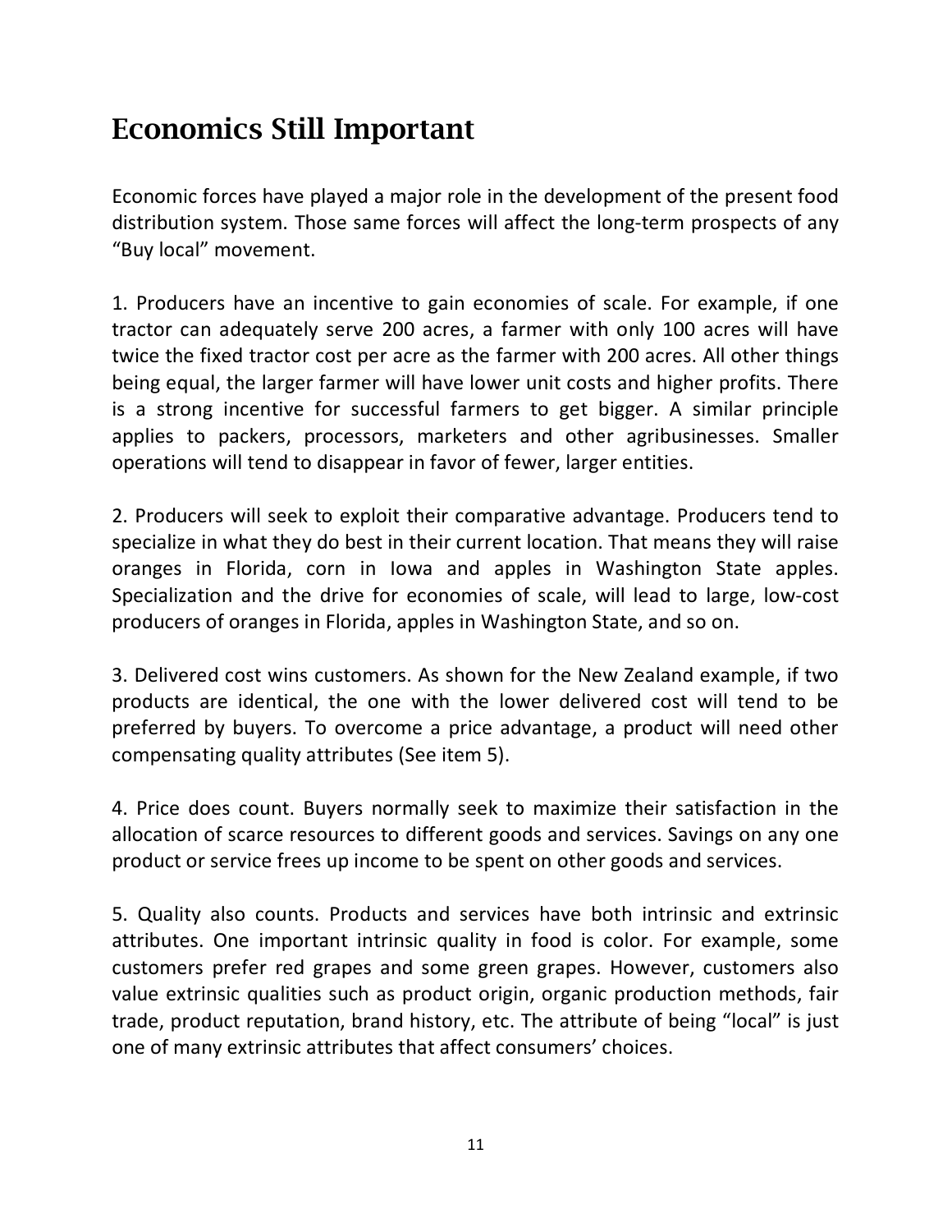## Economics Still Important

Economic forces have played a major role in the development of the present food distribution system. Those same forces will affect the long-term prospects of any “Buy local” movement.

1. Producers have an incentive to gain economies of scale. For example, if one tractor can adequately serve 200 acres, a farmer with only 100 acres will have twice the fixed tractor cost per acre as the farmer with 200 acres. All other things being equal, the larger farmer will have lower unit costs and higher profits. There is a strong incentive for successful farmers to get bigger. A similar principle applies to packers, processors, marketers and other agribusinesses. Smaller operations will tend to disappear in favor of fewer, larger entities.

2. Producers will seek to exploit their comparative advantage. Producers tend to specialize in what they do best in their current location. That means they will raise oranges in Florida, corn in Iowa and apples in Washington State apples. Specialization and the drive for economies of scale, will lead to large, low-cost producers of oranges in Florida, apples in Washington State, and so on.

3. Delivered cost wins customers. As shown for the New Zealand example, if two products are identical, the one with the lower delivered cost will tend to be preferred by buyers. To overcome a price advantage, a product will need other compensating quality attributes (See item 5).

4. Price does count. Buyers normally seek to maximize their satisfaction in the allocation of scarce resources to different goods and services. Savings on any one product or service frees up income to be spent on other goods and services.

5. Quality also counts. Products and services have both intrinsic and extrinsic attributes. One important intrinsic quality in food is color. For example, some customers prefer red grapes and some green grapes. However, customers also value extrinsic qualities such as product origin, organic production methods, fair trade, product reputation, brand history, etc. The attribute of being “local” is just one of many extrinsic attributes that affect consumers’ choices.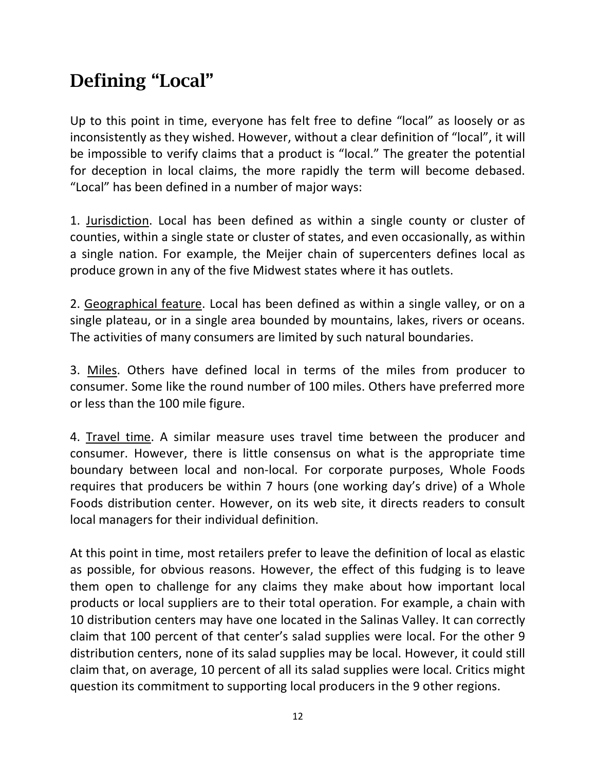## Defining "Local"

Up to this point in time, everyone has felt free to define "local" as loosely or as inconsistently as they wished. However, without a clear definition of "local", it will be impossible to verify claims that a product is "local." The greater the potential for deception in local claims, the more rapidly the term will become debased. "Local" has been defined in a number of major ways:

1. <u>Jurisdiction</u>. Local has been defined as within a single county or cluster of counties, within a single state or cluster of states, and even occasionally, as within a single nation. For example, the Meijer chain of supercenters defines local as produce grown in any of the five Midwest states where it has outlets.

2. <u>Geographical feature</u>. Local has been defined as within a single valley, or on a single plateau, or in a single area bounded by mountains, lakes, rivers or oceans. The activities of many consumers are limited by such natural boundaries.

3. <u>Miles</u>. Others have defined local in terms of the miles from producer to consumer. Some like the round number of 100 miles. Others have preferred more or less than the 100 mile figure.

4. <u>Travel time</u>. A similar measure uses travel time between the producer and consumer. However, there is little consensus on what is the appropriate time boundary between local and non-local. For corporate purposes, Whole Foods requires that producers be within 7 hours (one working day's drive) of a Whole Foods distribution center. However, on its web site, it directs readers to consult local managers for their individual definition.

At this point in time, most retailers prefer to leave the definition of local as elastic as possible, for obvious reasons. However, the effect of this fudging is to leave them open to challenge for any claims they make about how important local products or local suppliers are to their total operation. For example, a chain with 10 distribution centers may have one located in the Salinas Valley. It can correctly claim that 100 percent of that center's salad supplies were local. For the other 9 distribution centers, none of its salad supplies may be local. However, it could still claim that, on average, 10 percent of all its salad supplies were local. Critics might question its commitment to supporting local producers in the 9 other regions.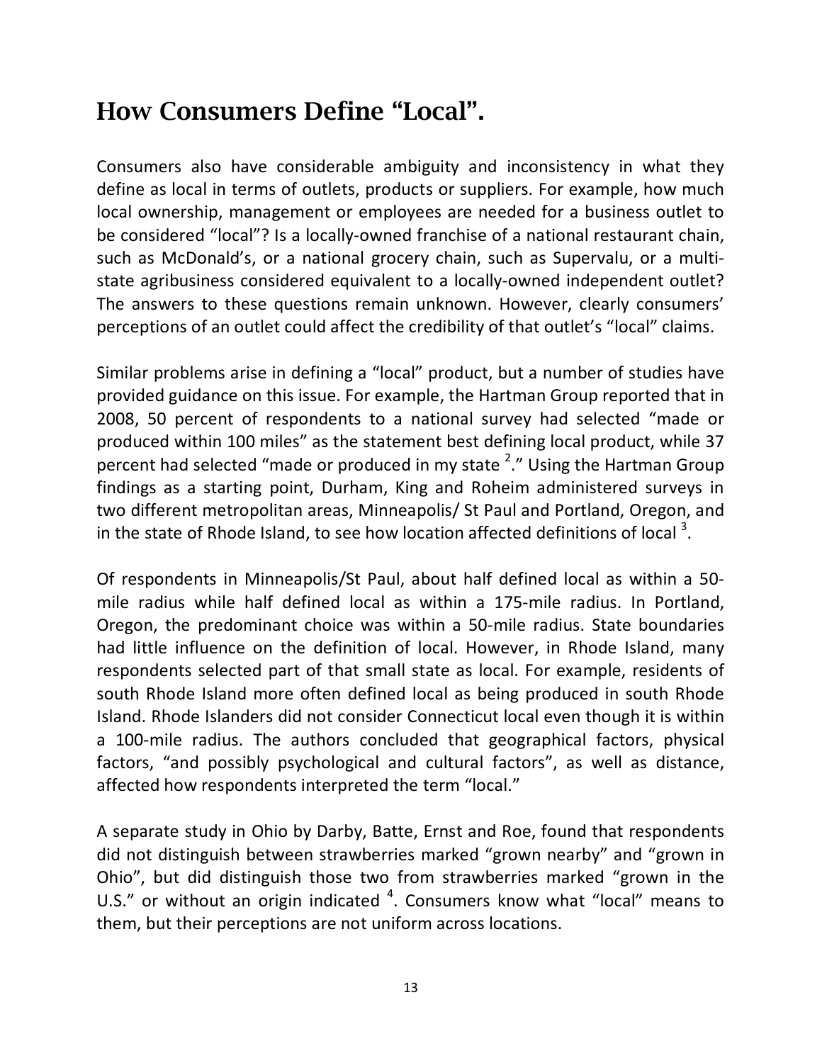## How Consumers Define "Local".

Consumers also have considerable ambiguity and inconsistency in what they define as local in terms of outlets, products or suppliers. For example, how much local ownership, management or employees are needed for a business outlet to be considered "local"? Is a locally-owned franchise of a national restaurant chain, such as McDonald's, or a national grocery chain, such as Supervalu, or a multi-state agribusiness considered equivalent to a locally-owned independent outlet? The answers to these questions remain unknown. However, clearly consumers' perceptions of an outlet could affect the credibility of that outlet's "local" claims.

Similar problems arise in defining a "local" product, but a number of studies have provided guidance on this issue. For example, the Hartman Group reported that in 2008, 50 percent of respondents to a national survey had selected "made or produced within 100 miles" as the statement best defining local product, while 37 percent had selected "made or produced in my state [2]." Using the Hartman Group findings as a starting point, Durham, King and Roheim administered surveys in two different metropolitan areas, Minneapolis/ St Paul and Portland, Oregon, and in the state of Rhode Island, to see how location affected definitions of local [3].

Of respondents in Minneapolis/St Paul, about half defined local as within a 50-mile radius while half defined local as within a 175-mile radius. In Portland, Oregon, the predominant choice was within a 50-mile radius. State boundaries had little influence on the definition of local. However, in Rhode Island, many respondents selected part of that small state as local. For example, residents of south Rhode Island more often defined local as being produced in south Rhode Island. Rhode Islanders did not consider Connecticut local even though it is within a 100-mile radius. The authors concluded that geographical factors, physical factors, "and possibly psychological and cultural factors", as well as distance, affected how respondents interpreted the term "local."

A separate study in Ohio by Darby, Batte, Ernst and Roe, found that respondents did not distinguish between strawberries marked "grown nearby" and "grown in Ohio", but did distinguish those two from strawberries marked "grown in the U.S." or without an origin indicated [4]. Consumers know what "local" means to them, but their perceptions are not uniform across locations.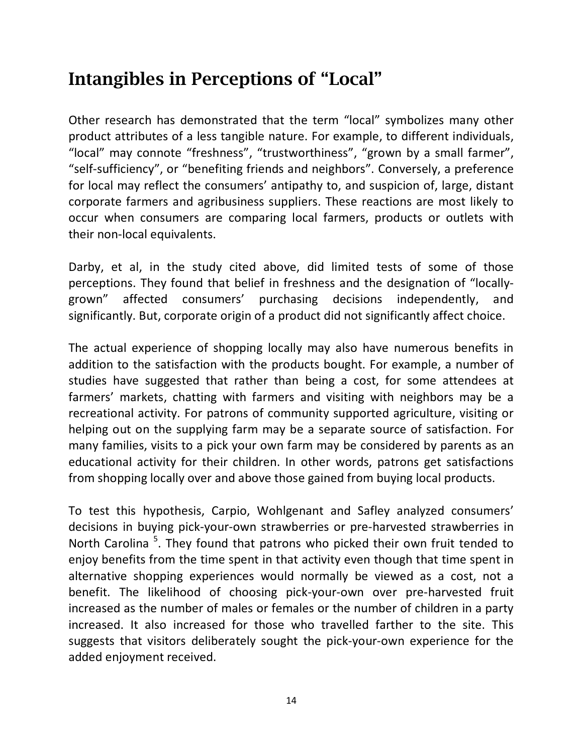## Intangibles in Perceptions of "Local"

Other research has demonstrated that the term "local" symbolizes many other product attributes of a less tangible nature. For example, to different individuals, "local" may connote "freshness", "trustworthiness", "grown by a small farmer", "self-sufficiency", or "benefiting friends and neighbors". Conversely, a preference for local may reflect the consumers' antipathy to, and suspicion of, large, distant corporate farmers and agribusiness suppliers. These reactions are most likely to occur when consumers are comparing local farmers, products or outlets with their non-local equivalents.

Darby, et al, in the study cited above, did limited tests of some of those perceptions. They found that belief in freshness and the designation of "locally-grown" affected consumers' purchasing decisions independently, and significantly. But, corporate origin of a product did not significantly affect choice.

The actual experience of shopping locally may also have numerous benefits in addition to the satisfaction with the products bought. For example, a number of studies have suggested that rather than being a cost, for some attendees at farmers' markets, chatting with farmers and visiting with neighbors may be a recreational activity. For patrons of community supported agriculture, visiting or helping out on the supplying farm may be a separate source of satisfaction. For many families, visits to a pick your own farm may be considered by parents as an educational activity for their children. In other words, patrons get satisfactions from shopping locally over and above those gained from buying local products.

To test this hypothesis, Carpio, Wohlgenant and Safley analyzed consumers' decisions in buying pick-your-own strawberries or pre-harvested strawberries in North Carolina [5]. They found that patrons who picked their own fruit tended to enjoy benefits from the time spent in that activity even though that time spent in alternative shopping experiences would normally be viewed as a cost, not a benefit. The likelihood of choosing pick-your-own over pre-harvested fruit increased as the number of males or females or the number of children in a party increased. It also increased for those who travelled farther to the site. This suggests that visitors deliberately sought the pick-your-own experience for the added enjoyment received.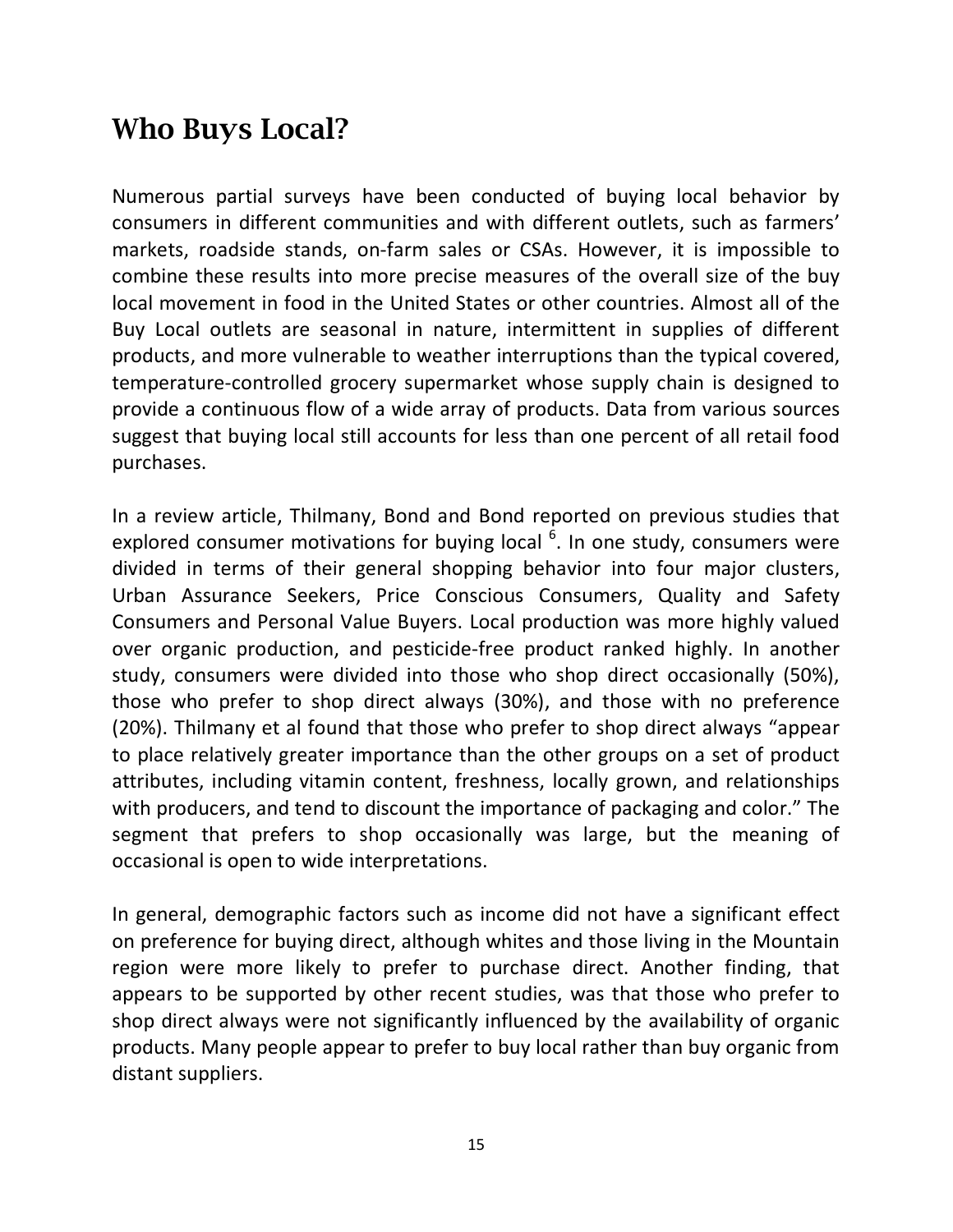## Who Buys Local?

Numerous partial surveys have been conducted of buying local behavior by consumers in different communities and with different outlets, such as farmers' markets, roadside stands, on-farm sales or CSAs. However, it is impossible to combine these results into more precise measures of the overall size of the buy local movement in food in the United States or other countries. Almost all of the Buy Local outlets are seasonal in nature, intermittent in supplies of different products, and more vulnerable to weather interruptions than the typical covered, temperature-controlled grocery supermarket whose supply chain is designed to provide a continuous flow of a wide array of products. Data from various sources suggest that buying local still accounts for less than one percent of all retail food purchases.

In a review article, Thilmany, Bond and Bond reported on previous studies that explored consumer motivations for buying local [6]. In one study, consumers were divided in terms of their general shopping behavior into four major clusters, Urban Assurance Seekers, Price Conscious Consumers, Quality and Safety Consumers and Personal Value Buyers. Local production was more highly valued over organic production, and pesticide-free product ranked highly. In another study, consumers were divided into those who shop direct occasionally (50%), those who prefer to shop direct always (30%), and those with no preference (20%). Thilmany et al found that those who prefer to shop direct always "appear to place relatively greater importance than the other groups on a set of product attributes, including vitamin content, freshness, locally grown, and relationships with producers, and tend to discount the importance of packaging and color." The segment that prefers to shop occasionally was large, but the meaning of occasional is open to wide interpretations.

In general, demographic factors such as income did not have a significant effect on preference for buying direct, although whites and those living in the Mountain region were more likely to prefer to purchase direct. Another finding, that appears to be supported by other recent studies, was that those who prefer to shop direct always were not significantly influenced by the availability of organic products. Many people appear to prefer to buy local rather than buy organic from distant suppliers.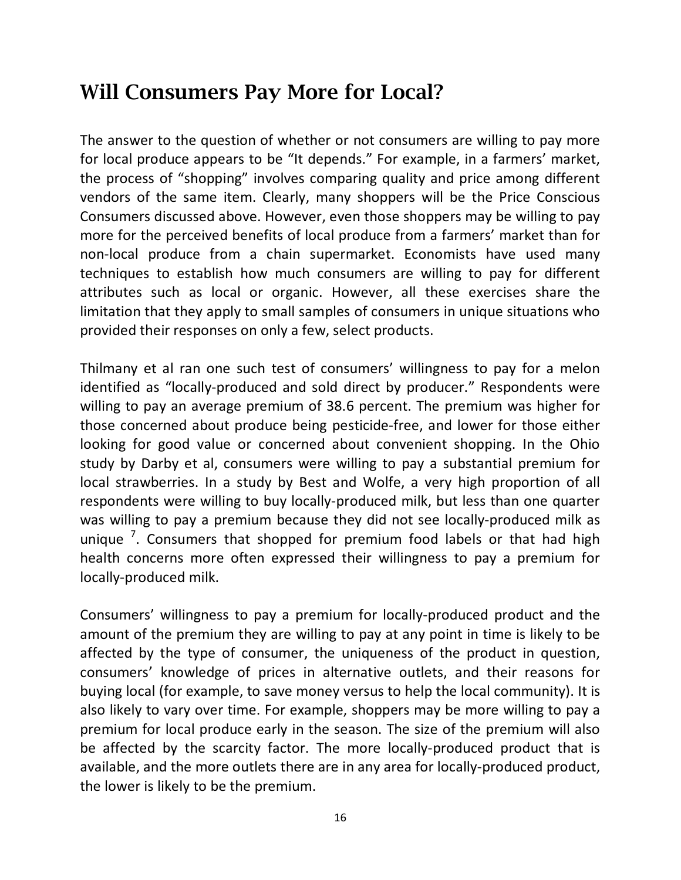## Will Consumers Pay More for Local?

The answer to the question of whether or not consumers are willing to pay more for local produce appears to be "It depends." For example, in a farmers' market, the process of "shopping" involves comparing quality and price among different vendors of the same item. Clearly, many shoppers will be the Price Conscious Consumers discussed above. However, even those shoppers may be willing to pay more for the perceived benefits of local produce from a farmers' market than for non-local produce from a chain supermarket. Economists have used many techniques to establish how much consumers are willing to pay for different attributes such as local or organic. However, all these exercises share the limitation that they apply to small samples of consumers in unique situations who provided their responses on only a few, select products.

Thilmany et al ran one such test of consumers' willingness to pay for a melon identified as "locally-produced and sold direct by producer." Respondents were willing to pay an average premium of 38.6 percent. The premium was higher for those concerned about produce being pesticide-free, and lower for those either looking for good value or concerned about convenient shopping. In the Ohio study by Darby et al, consumers were willing to pay a substantial premium for local strawberries. In a study by Best and Wolfe, a very high proportion of all respondents were willing to buy locally-produced milk, but less than one quarter was willing to pay a premium because they did not see locally-produced milk as unique [7]. Consumers that shopped for premium food labels or that had high health concerns more often expressed their willingness to pay a premium for locally-produced milk.

Consumers' willingness to pay a premium for locally-produced product and the amount of the premium they are willing to pay at any point in time is likely to be affected by the type of consumer, the uniqueness of the product in question, consumers' knowledge of prices in alternative outlets, and their reasons for buying local (for example, to save money versus to help the local community). It is also likely to vary over time. For example, shoppers may be more willing to pay a premium for local produce early in the season. The size of the premium will also be affected by the scarcity factor. The more locally-produced product that is available, and the more outlets there are in any area for locally-produced product, the lower is likely to be the premium.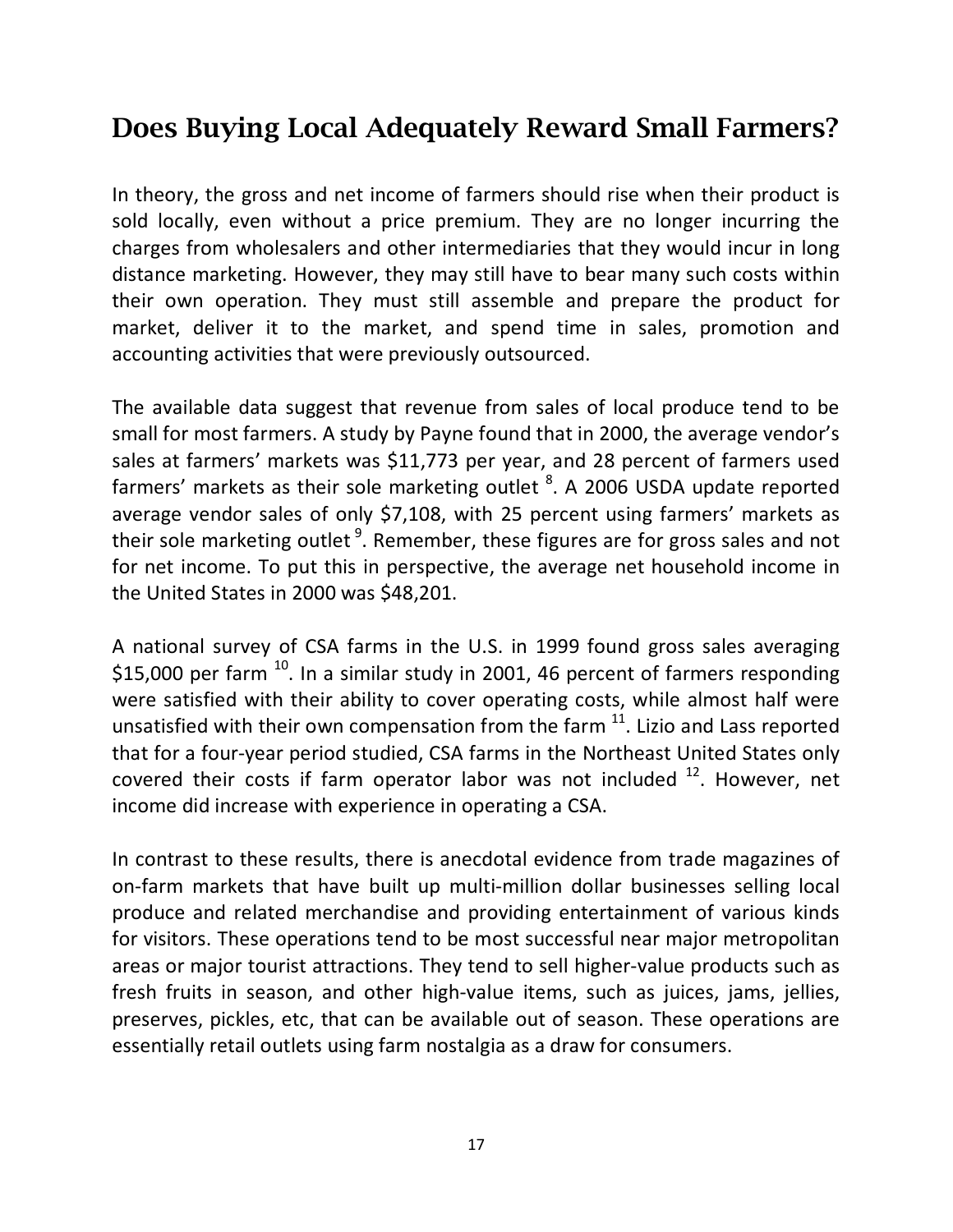## Does Buying Local Adequately Reward Small Farmers?

In theory, the gross and net income of farmers should rise when their product is sold locally, even without a price premium. They are no longer incurring the charges from wholesalers and other intermediaries that they would incur in long distance marketing. However, they may still have to bear many such costs within their own operation. They must still assemble and prepare the product for market, deliver it to the market, and spend time in sales, promotion and accounting activities that were previously outsourced.

The available data suggest that revenue from sales of local produce tend to be small for most farmers. A study by Payne found that in 2000, the average vendor's sales at farmers' markets was $11,773 per year, and 28 percent of farmers used farmers' markets as their sole marketing outlet [8]. A 2006 USDA update reported average vendor sales of only $7,108, with 25 percent using farmers' markets as their sole marketing outlet [9]. Remember, these figures are for gross sales and not for net income. To put this in perspective, the average net household income in the United States in 2000 was $48,201.

A national survey of CSA farms in the U.S. in 1999 found gross sales averaging $15,000 per farm [10]. In a similar study in 2001, 46 percent of farmers responding were satisfied with their ability to cover operating costs, while almost half were unsatisfied with their own compensation from the farm [11]. Lizio and Lass reported that for a four-year period studied, CSA farms in the Northeast United States only covered their costs if farm operator labor was not included [12]. However, net income did increase with experience in operating a CSA.

In contrast to these results, there is anecdotal evidence from trade magazines of on-farm markets that have built up multi-million dollar businesses selling local produce and related merchandise and providing entertainment of various kinds for visitors. These operations tend to be most successful near major metropolitan areas or major tourist attractions. They tend to sell higher-value products such as fresh fruits in season, and other high-value items, such as juices, jams, jellies, preserves, pickles, etc, that can be available out of season. These operations are essentially retail outlets using farm nostalgia as a draw for consumers.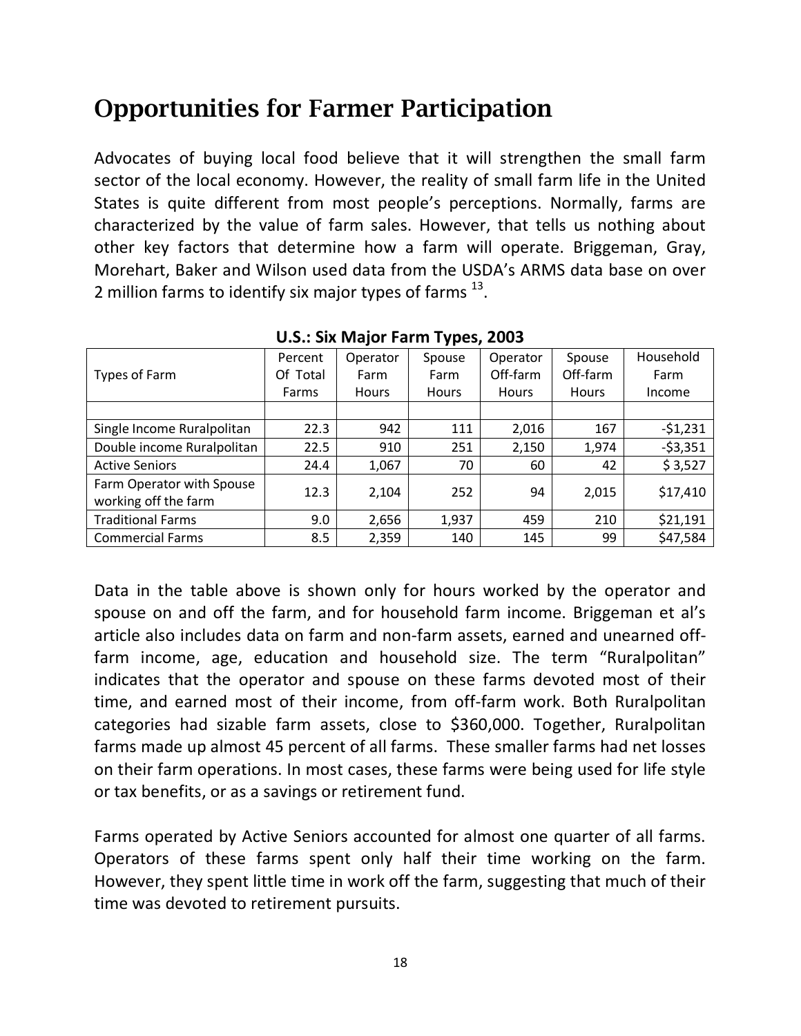# Opportunities for Farmer Participation

Advocates of buying local food believe that it will strengthen the small farm sector of the local economy. However, the reality of small farm life in the United States is quite different from most people's perceptions. Normally, farms are characterized by the value of farm sales. However, that tells us nothing about other key factors that determine how a farm will operate. Briggeman, Gray, Morehart, Baker and Wilson used data from the USDA's ARMS data base on over 2 million farms to identify six major types of farms [13].

**U.S.: Six Major Farm Types, 2003**

| Types of Farm | Percent Of Total Farms | Operator Farm Hours | Spouse Farm Hours | Operator Off-farm Hours | Spouse Off-farm Hours | Household Farm Income |
|---|---|---|---|---|---|---|
| Single Income Ruralpolitan | 22.3 | 942 | 111 | 2,016 | 167 | -$1,231 |
| Double income Ruralpolitan | 22.5 | 910 | 251 | 2,150 | 1,974 | -$3,351 |
| Active Seniors | 24.4 | 1,067 | 70 | 60 | 42 | $ 3,527 |
| Farm Operator with Spouse working off the farm | 12.3 | 2,104 | 252 | 94 | 2,015 | $17,410 |
| Traditional Farms | 9.0 | 2,656 | 1,937 | 459 | 210 | $21,191 |
| Commercial Farms | 8.5 | 2,359 | 140 | 145 | 99 | $47,584 |

Data in the table above is shown only for hours worked by the operator and spouse on and off the farm, and for household farm income. Briggeman et al's article also includes data on farm and non-farm assets, earned and unearned off-farm income, age, education and household size. The term "Ruralpolitan" indicates that the operator and spouse on these farms devoted most of their time, and earned most of their income, from off-farm work. Both Ruralpolitan categories had sizable farm assets, close to $360,000. Together, Ruralpolitan farms made up almost 45 percent of all farms. These smaller farms had net losses on their farm operations. In most cases, these farms were being used for life style or tax benefits, or as a savings or retirement fund.

Farms operated by Active Seniors accounted for almost one quarter of all farms. Operators of these farms spent only half their time working on the farm. However, they spent little time in work off the farm, suggesting that much of their time was devoted to retirement pursuits.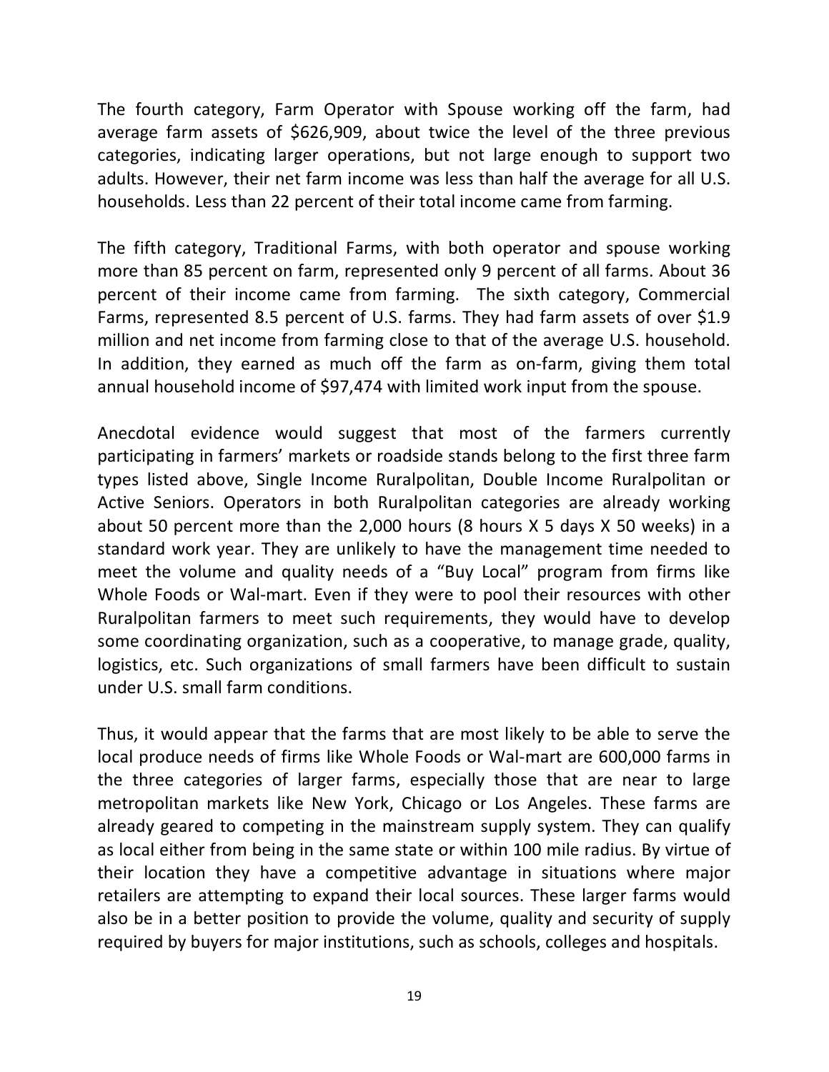The fourth category, Farm Operator with Spouse working off the farm, had average farm assets of $626,909, about twice the level of the three previous categories, indicating larger operations, but not large enough to support two adults. However, their net farm income was less than half the average for all U.S. households. Less than 22 percent of their total income came from farming.

The fifth category, Traditional Farms, with both operator and spouse working more than 85 percent on farm, represented only 9 percent of all farms. About 36 percent of their income came from farming. The sixth category, Commercial Farms, represented 8.5 percent of U.S. farms. They had farm assets of over $1.9 million and net income from farming close to that of the average U.S. household. In addition, they earned as much off the farm as on-farm, giving them total annual household income of $97,474 with limited work input from the spouse.

Anecdotal evidence would suggest that most of the farmers currently participating in farmers' markets or roadside stands belong to the first three farm types listed above, Single Income Ruralpolitan, Double Income Ruralpolitan or Active Seniors. Operators in both Ruralpolitan categories are already working about 50 percent more than the 2,000 hours (8 hours X 5 days X 50 weeks) in a standard work year. They are unlikely to have the management time needed to meet the volume and quality needs of a "Buy Local" program from firms like Whole Foods or Wal-mart. Even if they were to pool their resources with other Ruralpolitan farmers to meet such requirements, they would have to develop some coordinating organization, such as a cooperative, to manage grade, quality, logistics, etc. Such organizations of small farmers have been difficult to sustain under U.S. small farm conditions.

Thus, it would appear that the farms that are most likely to be able to serve the local produce needs of firms like Whole Foods or Wal-mart are 600,000 farms in the three categories of larger farms, especially those that are near to large metropolitan markets like New York, Chicago or Los Angeles. These farms are already geared to competing in the mainstream supply system. They can qualify as local either from being in the same state or within 100 mile radius. By virtue of their location they have a competitive advantage in situations where major retailers are attempting to expand their local sources. These larger farms would also be in a better position to provide the volume, quality and security of supply required by buyers for major institutions, such as schools, colleges and hospitals.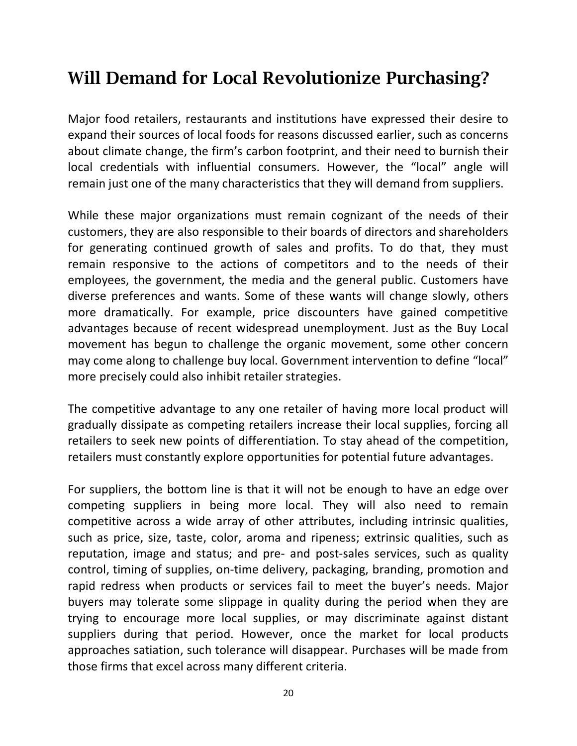## Will Demand for Local Revolutionize Purchasing?

Major food retailers, restaurants and institutions have expressed their desire to expand their sources of local foods for reasons discussed earlier, such as concerns about climate change, the firm's carbon footprint, and their need to burnish their local credentials with influential consumers. However, the "local" angle will remain just one of the many characteristics that they will demand from suppliers.

While these major organizations must remain cognizant of the needs of their customers, they are also responsible to their boards of directors and shareholders for generating continued growth of sales and profits. To do that, they must remain responsive to the actions of competitors and to the needs of their employees, the government, the media and the general public. Customers have diverse preferences and wants. Some of these wants will change slowly, others more dramatically. For example, price discounters have gained competitive advantages because of recent widespread unemployment. Just as the Buy Local movement has begun to challenge the organic movement, some other concern may come along to challenge buy local. Government intervention to define "local" more precisely could also inhibit retailer strategies.

The competitive advantage to any one retailer of having more local product will gradually dissipate as competing retailers increase their local supplies, forcing all retailers to seek new points of differentiation. To stay ahead of the competition, retailers must constantly explore opportunities for potential future advantages.

For suppliers, the bottom line is that it will not be enough to have an edge over competing suppliers in being more local. They will also need to remain competitive across a wide array of other attributes, including intrinsic qualities, such as price, size, taste, color, aroma and ripeness; extrinsic qualities, such as reputation, image and status; and pre- and post-sales services, such as quality control, timing of supplies, on-time delivery, packaging, branding, promotion and rapid redress when products or services fail to meet the buyer's needs. Major buyers may tolerate some slippage in quality during the period when they are trying to encourage more local supplies, or may discriminate against distant suppliers during that period. However, once the market for local products approaches satiation, such tolerance will disappear. Purchases will be made from those firms that excel across many different criteria.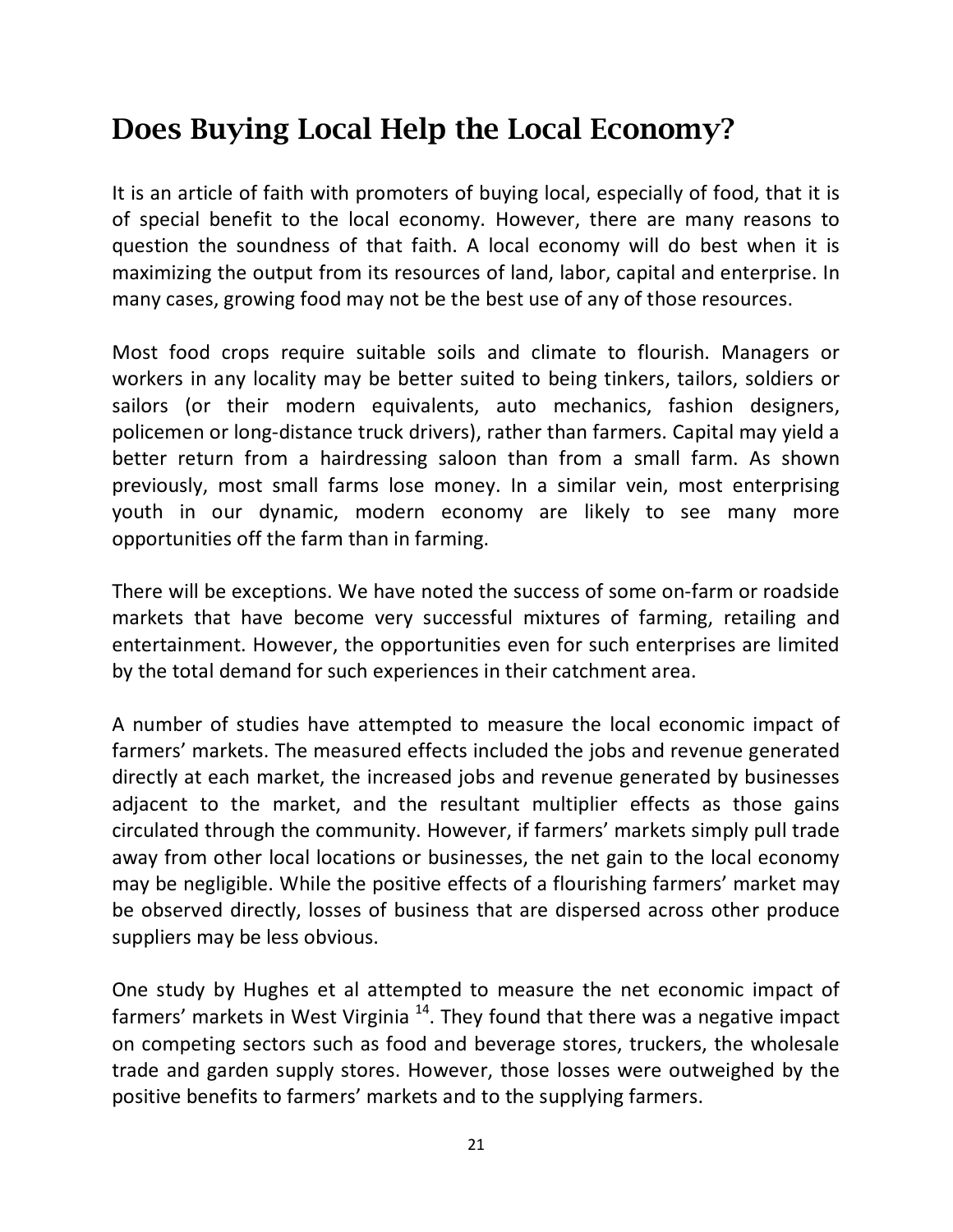## Does Buying Local Help the Local Economy?

It is an article of faith with promoters of buying local, especially of food, that it is of special benefit to the local economy. However, there are many reasons to question the soundness of that faith. A local economy will do best when it is maximizing the output from its resources of land, labor, capital and enterprise. In many cases, growing food may not be the best use of any of those resources.

Most food crops require suitable soils and climate to flourish. Managers or workers in any locality may be better suited to being tinkers, tailors, soldiers or sailors (or their modern equivalents, auto mechanics, fashion designers, policemen or long-distance truck drivers), rather than farmers. Capital may yield a better return from a hairdressing saloon than from a small farm. As shown previously, most small farms lose money. In a similar vein, most enterprising youth in our dynamic, modern economy are likely to see many more opportunities off the farm than in farming.

There will be exceptions. We have noted the success of some on-farm or roadside markets that have become very successful mixtures of farming, retailing and entertainment. However, the opportunities even for such enterprises are limited by the total demand for such experiences in their catchment area.

A number of studies have attempted to measure the local economic impact of farmers' markets. The measured effects included the jobs and revenue generated directly at each market, the increased jobs and revenue generated by businesses adjacent to the market, and the resultant multiplier effects as those gains circulated through the community. However, if farmers' markets simply pull trade away from other local locations or businesses, the net gain to the local economy may be negligible. While the positive effects of a flourishing farmers' market may be observed directly, losses of business that are dispersed across other produce suppliers may be less obvious.

One study by Hughes et al attempted to measure the net economic impact of farmers' markets in West Virginia [14]. They found that there was a negative impact on competing sectors such as food and beverage stores, truckers, the wholesale trade and garden supply stores. However, those losses were outweighed by the positive benefits to farmers' markets and to the supplying farmers.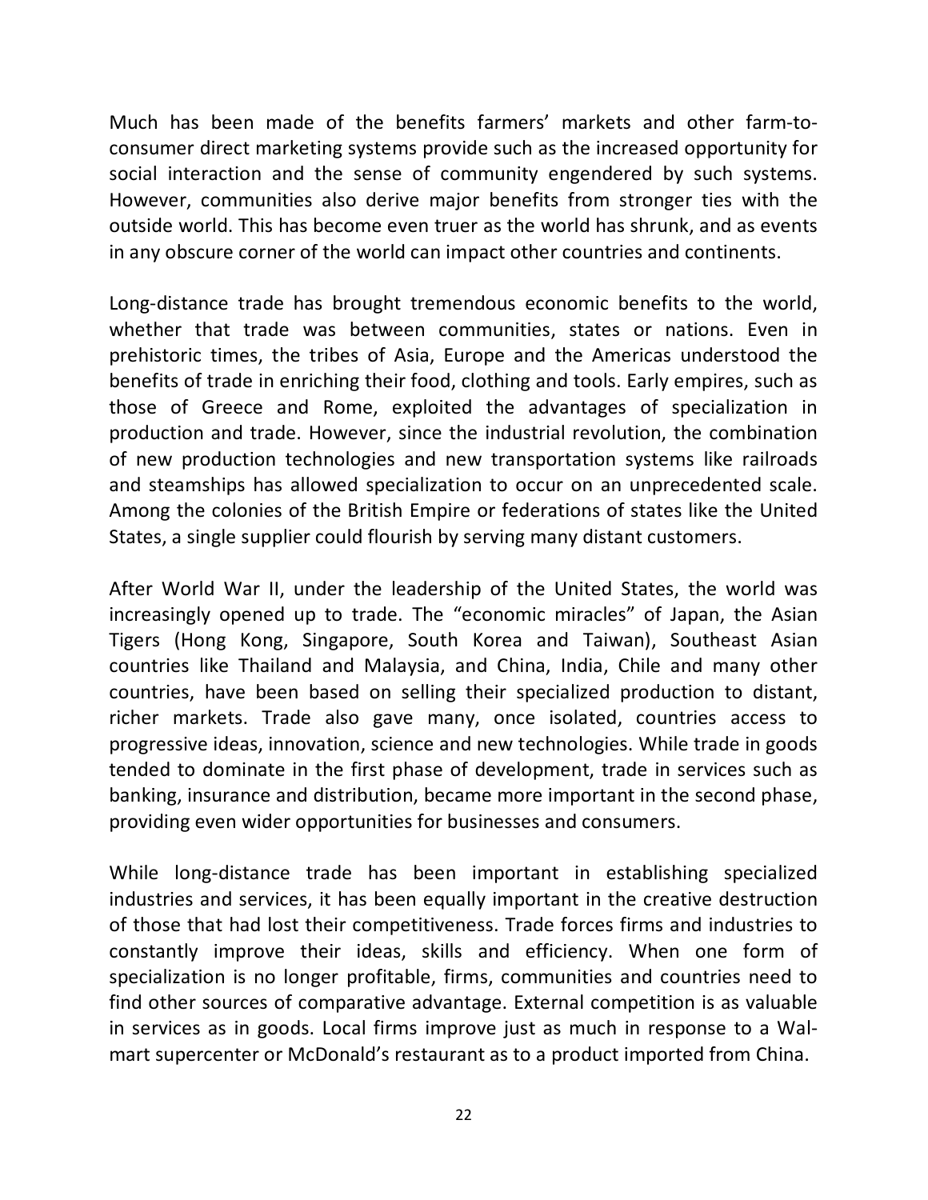Much has been made of the benefits farmers' markets and other farm-to-consumer direct marketing systems provide such as the increased opportunity for social interaction and the sense of community engendered by such systems. However, communities also derive major benefits from stronger ties with the outside world. This has become even truer as the world has shrunk, and as events in any obscure corner of the world can impact other countries and continents.

Long-distance trade has brought tremendous economic benefits to the world, whether that trade was between communities, states or nations. Even in prehistoric times, the tribes of Asia, Europe and the Americas understood the benefits of trade in enriching their food, clothing and tools. Early empires, such as those of Greece and Rome, exploited the advantages of specialization in production and trade. However, since the industrial revolution, the combination of new production technologies and new transportation systems like railroads and steamships has allowed specialization to occur on an unprecedented scale. Among the colonies of the British Empire or federations of states like the United States, a single supplier could flourish by serving many distant customers.

After World War II, under the leadership of the United States, the world was increasingly opened up to trade. The "economic miracles" of Japan, the Asian Tigers (Hong Kong, Singapore, South Korea and Taiwan), Southeast Asian countries like Thailand and Malaysia, and China, India, Chile and many other countries, have been based on selling their specialized production to distant, richer markets. Trade also gave many, once isolated, countries access to progressive ideas, innovation, science and new technologies. While trade in goods tended to dominate in the first phase of development, trade in services such as banking, insurance and distribution, became more important in the second phase, providing even wider opportunities for businesses and consumers.

While long-distance trade has been important in establishing specialized industries and services, it has been equally important in the creative destruction of those that had lost their competitiveness. Trade forces firms and industries to constantly improve their ideas, skills and efficiency. When one form of specialization is no longer profitable, firms, communities and countries need to find other sources of comparative advantage. External competition is as valuable in services as in goods. Local firms improve just as much in response to a Wal-mart supercenter or McDonald's restaurant as to a product imported from China.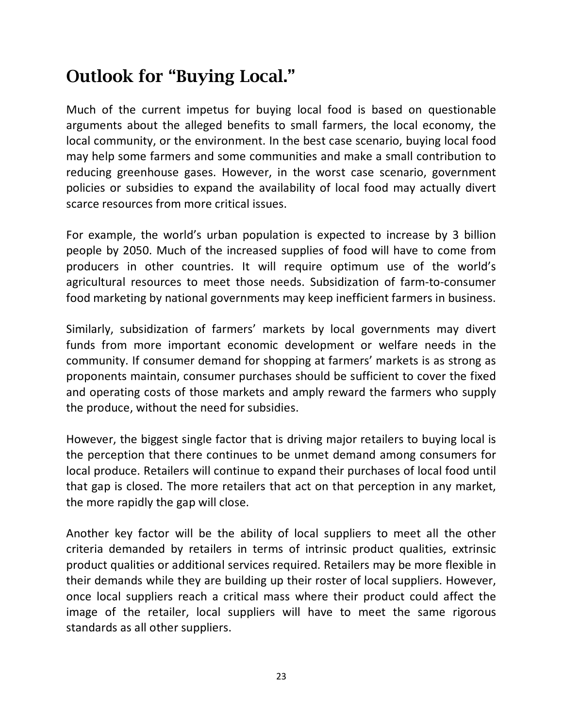## Outlook for "Buying Local."

Much of the current impetus for buying local food is based on questionable arguments about the alleged benefits to small farmers, the local economy, the local community, or the environment. In the best case scenario, buying local food may help some farmers and some communities and make a small contribution to reducing greenhouse gases. However, in the worst case scenario, government policies or subsidies to expand the availability of local food may actually divert scarce resources from more critical issues.

For example, the world's urban population is expected to increase by 3 billion people by 2050. Much of the increased supplies of food will have to come from producers in other countries. It will require optimum use of the world's agricultural resources to meet those needs. Subsidization of farm-to-consumer food marketing by national governments may keep inefficient farmers in business.

Similarly, subsidization of farmers' markets by local governments may divert funds from more important economic development or welfare needs in the community. If consumer demand for shopping at farmers' markets is as strong as proponents maintain, consumer purchases should be sufficient to cover the fixed and operating costs of those markets and amply reward the farmers who supply the produce, without the need for subsidies.

However, the biggest single factor that is driving major retailers to buying local is the perception that there continues to be unmet demand among consumers for local produce. Retailers will continue to expand their purchases of local food until that gap is closed. The more retailers that act on that perception in any market, the more rapidly the gap will close.

Another key factor will be the ability of local suppliers to meet all the other criteria demanded by retailers in terms of intrinsic product qualities, extrinsic product qualities or additional services required. Retailers may be more flexible in their demands while they are building up their roster of local suppliers. However, once local suppliers reach a critical mass where their product could affect the image of the retailer, local suppliers will have to meet the same rigorous standards as all other suppliers.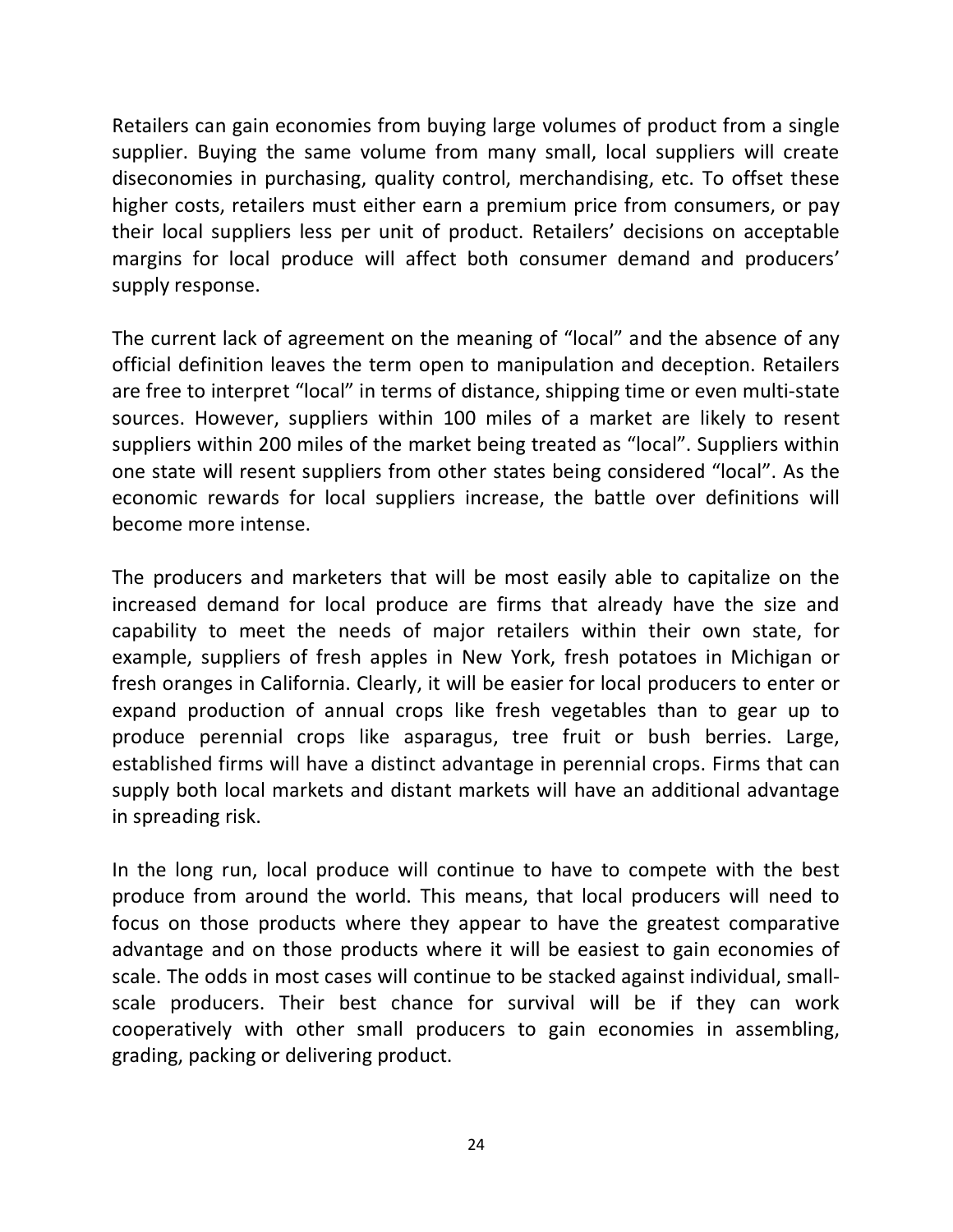Retailers can gain economies from buying large volumes of product from a single supplier. Buying the same volume from many small, local suppliers will create diseconomies in purchasing, quality control, merchandising, etc. To offset these higher costs, retailers must either earn a premium price from consumers, or pay their local suppliers less per unit of product. Retailers' decisions on acceptable margins for local produce will affect both consumer demand and producers' supply response.

The current lack of agreement on the meaning of "local" and the absence of any official definition leaves the term open to manipulation and deception. Retailers are free to interpret "local" in terms of distance, shipping time or even multi-state sources. However, suppliers within 100 miles of a market are likely to resent suppliers within 200 miles of the market being treated as "local". Suppliers within one state will resent suppliers from other states being considered "local". As the economic rewards for local suppliers increase, the battle over definitions will become more intense.

The producers and marketers that will be most easily able to capitalize on the increased demand for local produce are firms that already have the size and capability to meet the needs of major retailers within their own state, for example, suppliers of fresh apples in New York, fresh potatoes in Michigan or fresh oranges in California. Clearly, it will be easier for local producers to enter or expand production of annual crops like fresh vegetables than to gear up to produce perennial crops like asparagus, tree fruit or bush berries. Large, established firms will have a distinct advantage in perennial crops. Firms that can supply both local markets and distant markets will have an additional advantage in spreading risk.

In the long run, local produce will continue to have to compete with the best produce from around the world. This means, that local producers will need to focus on those products where they appear to have the greatest comparative advantage and on those products where it will be easiest to gain economies of scale. The odds in most cases will continue to be stacked against individual, small-scale producers. Their best chance for survival will be if they can work cooperatively with other small producers to gain economies in assembling, grading, packing or delivering product.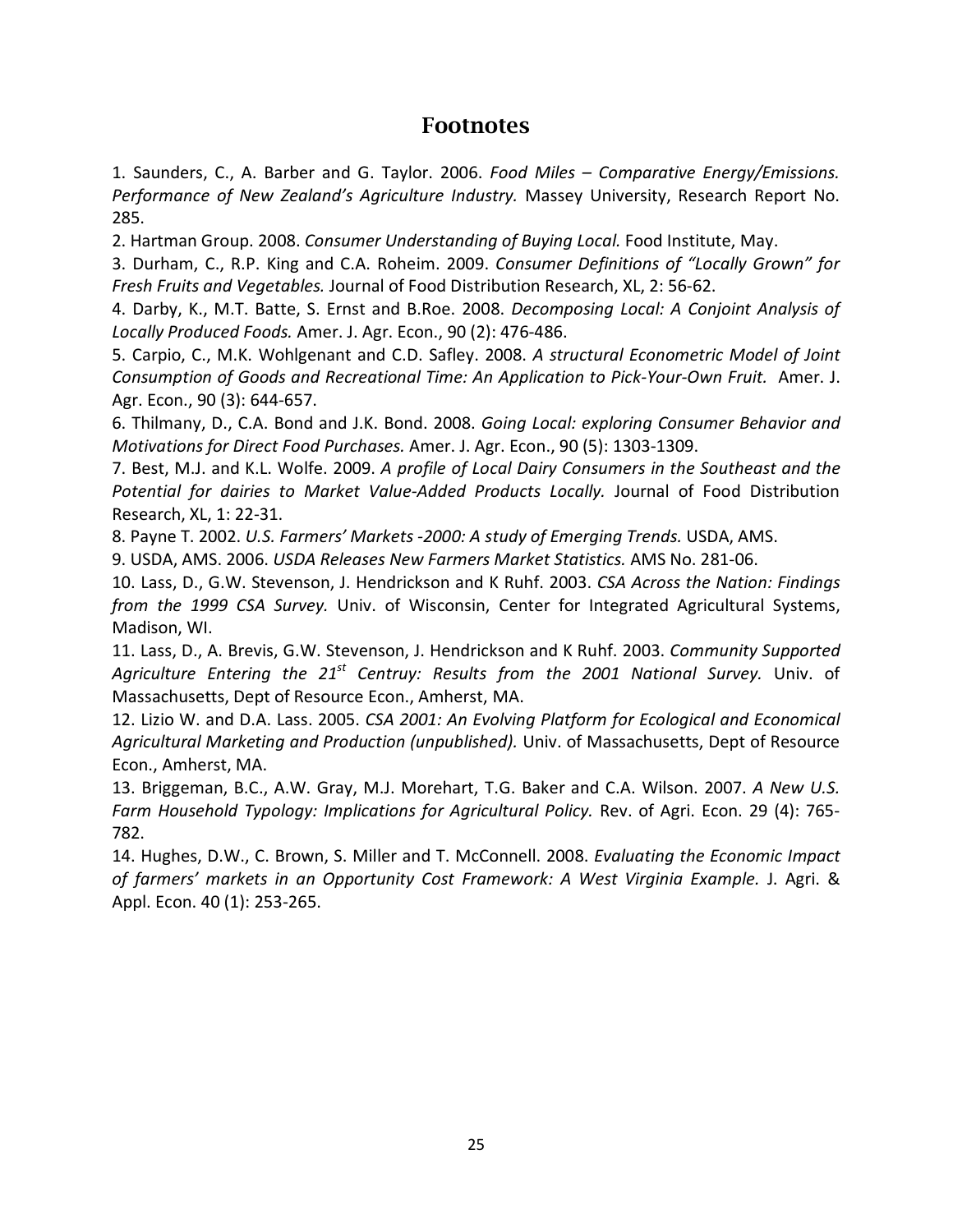## Footnotes

1. Saunders, C., A. Barber and G. Taylor. 2006. *Food Miles – Comparative Energy/Emissions. Performance of New Zealand's Agriculture Industry.* Massey University, Research Report No. 285.

2. Hartman Group. 2008. *Consumer Understanding of Buying Local.* Food Institute, May.

3. Durham, C., R.P. King and C.A. Roheim. 2009. *Consumer Definitions of "Locally Grown" for Fresh Fruits and Vegetables.* Journal of Food Distribution Research, XL, 2: 56-62.

4. Darby, K., M.T. Batte, S. Ernst and B.Roe. 2008. *Decomposing Local: A Conjoint Analysis of Locally Produced Foods.* Amer. J. Agr. Econ., 90 (2): 476-486.

5. Carpio, C., M.K. Wohlgenant and C.D. Safley. 2008. *A structural Econometric Model of Joint Consumption of Goods and Recreational Time: An Application to Pick-Your-Own Fruit.* Amer. J. Agr. Econ., 90 (3): 644-657.

6. Thilmany, D., C.A. Bond and J.K. Bond. 2008. *Going Local: exploring Consumer Behavior and Motivations for Direct Food Purchases.* Amer. J. Agr. Econ., 90 (5): 1303-1309.

7. Best, M.J. and K.L. Wolfe. 2009. *A profile of Local Dairy Consumers in the Southeast and the Potential for dairies to Market Value-Added Products Locally.* Journal of Food Distribution Research, XL, 1: 22-31.

8. Payne T. 2002. *U.S. Farmers' Markets -2000: A study of Emerging Trends.* USDA, AMS.

9. USDA, AMS. 2006. *USDA Releases New Farmers Market Statistics.* AMS No. 281-06.

10. Lass, D., G.W. Stevenson, J. Hendrickson and K Ruhf. 2003. *CSA Across the Nation: Findings from the 1999 CSA Survey.* Univ. of Wisconsin, Center for Integrated Agricultural Systems, Madison, WI.

11. Lass, D., A. Brevis, G.W. Stevenson, J. Hendrickson and K Ruhf. 2003. *Community Supported Agriculture Entering the 21st Centruy: Results from the 2001 National Survey.* Univ. of Massachusetts, Dept of Resource Econ., Amherst, MA.

12. Lizio W. and D.A. Lass. 2005. *CSA 2001: An Evolving Platform for Ecological and Economical Agricultural Marketing and Production (unpublished).* Univ. of Massachusetts, Dept of Resource Econ., Amherst, MA.

13. Briggeman, B.C., A.W. Gray, M.J. Morehart, T.G. Baker and C.A. Wilson. 2007. *A New U.S. Farm Household Typology: Implications for Agricultural Policy.* Rev. of Agri. Econ. 29 (4): 765-782.

14. Hughes, D.W., C. Brown, S. Miller and T. McConnell. 2008. *Evaluating the Economic Impact of farmers' markets in an Opportunity Cost Framework: A West Virginia Example.* J. Agri. & Appl. Econ. 40 (1): 253-265.